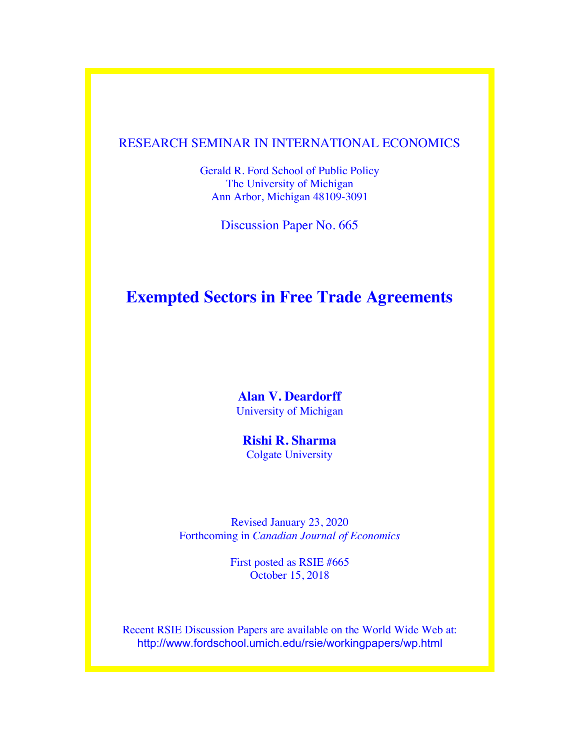RESEARCH SEMINAR IN INTERNATIONAL ECONOMICS

Gerald R. Ford School of Public Policy
The University of Michigan
Ann Arbor, Michigan 48109-3091

Discussion Paper No. 665

# Exempted Sectors in Free Trade Agreements

**Alan V. Deardorff**
University of Michigan

**Rishi R. Sharma**
Colgate University

Revised January 23, 2020
Forthcoming in *Canadian Journal of Economics*

First posted as RSIE #665
October 15, 2018

Recent RSIE Discussion Papers are available on the World Wide Web at:
http://www.fordschool.umich.edu/rsie/workingpapers/wp.html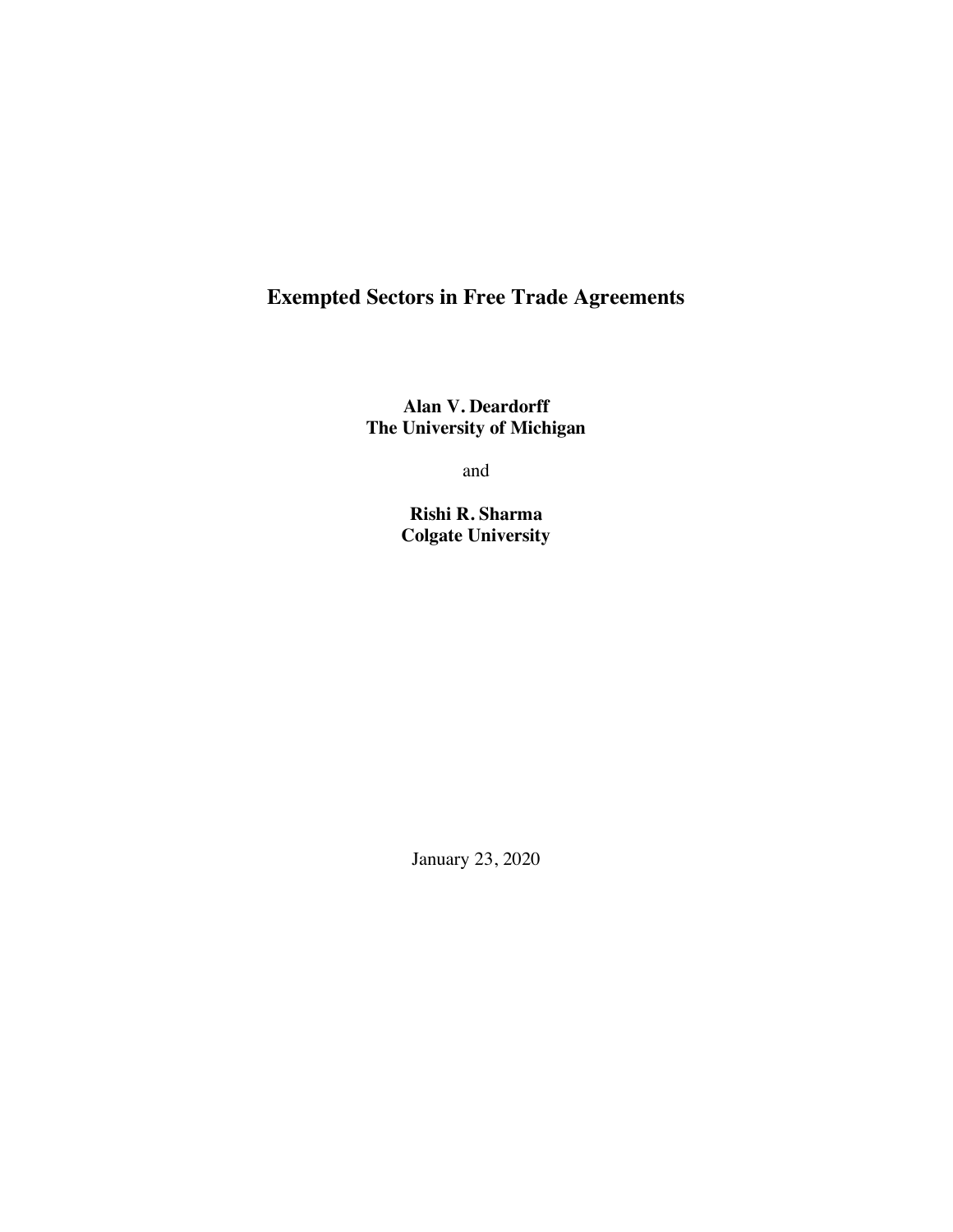# Exempted Sectors in Free Trade Agreements

**Alan V. Deardorff**
**The University of Michigan**

and

**Rishi R. Sharma**
**Colgate University**

January 23, 2020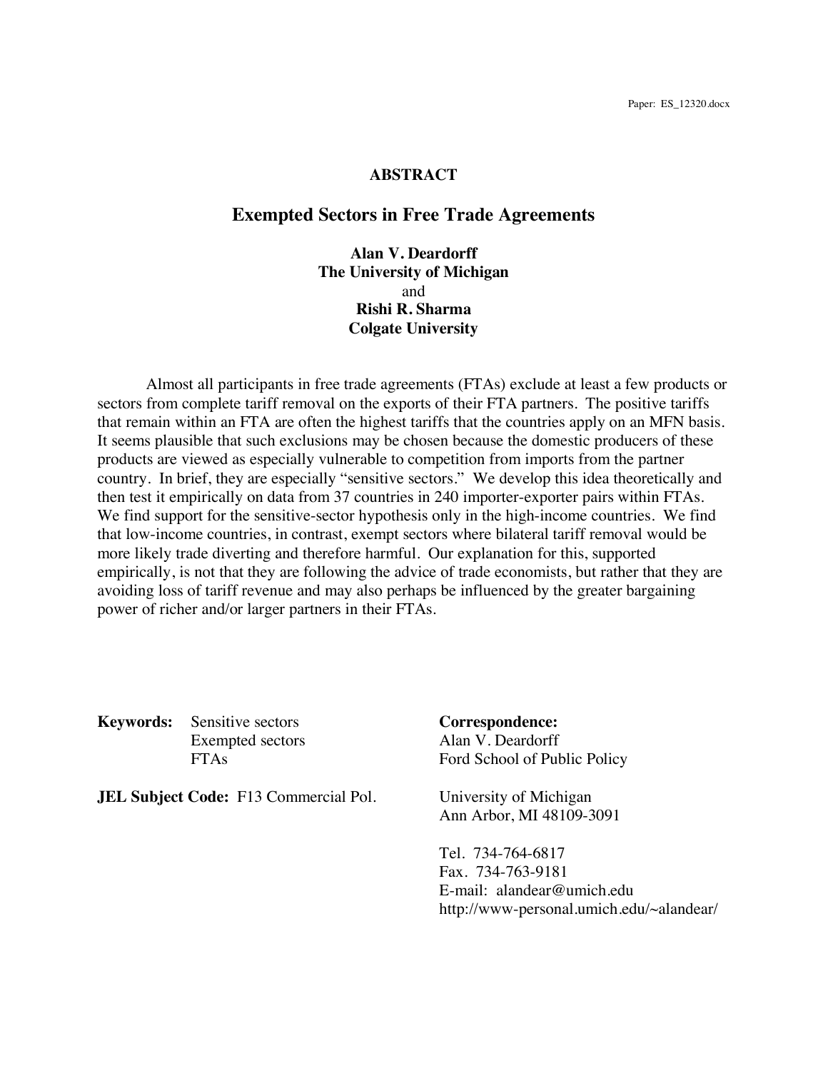Paper: ES_12320.docx

**ABSTRACT**

# Exempted Sectors in Free Trade Agreements

**Alan V. Deardorff**
**The University of Michigan**
and
**Rishi R. Sharma**
**Colgate University**

Almost all participants in free trade agreements (FTAs) exclude at least a few products or sectors from complete tariff removal on the exports of their FTA partners. The positive tariffs that remain within an FTA are often the highest tariffs that the countries apply on an MFN basis. It seems plausible that such exclusions may be chosen because the domestic producers of these products are viewed as especially vulnerable to competition from imports from the partner country. In brief, they are especially "sensitive sectors." We develop this idea theoretically and then test it empirically on data from 37 countries in 240 importer-exporter pairs within FTAs. We find support for the sensitive-sector hypothesis only in the high-income countries. We find that low-income countries, in contrast, exempt sectors where bilateral tariff removal would be more likely trade diverting and therefore harmful. Our explanation for this, supported empirically, is not that they are following the advice of trade economists, but rather that they are avoiding loss of tariff revenue and may also perhaps be influenced by the greater bargaining power of richer and/or larger partners in their FTAs.

**Keywords:** Sensitive sectors
Exempted sectors
FTAs

**JEL Subject Code:** F13 Commercial Pol.

**Correspondence:**
Alan V. Deardorff
Ford School of Public Policy

University of Michigan
Ann Arbor, MI 48109-3091

Tel. 734-764-6817
Fax. 734-763-9181
E-mail: alandear@umich.edu
http://www-personal.umich.edu/~alandear/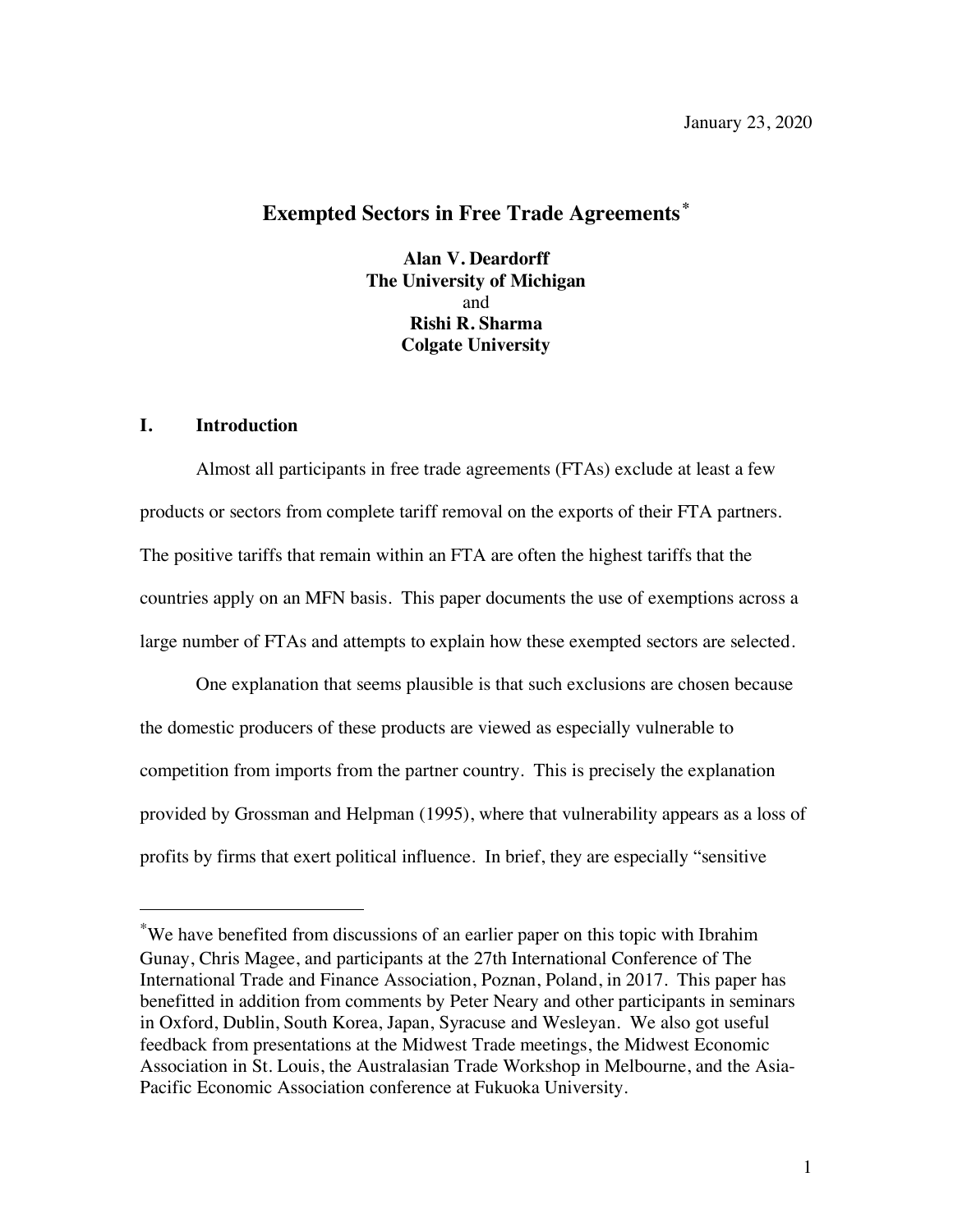January 23, 2020

# Exempted Sectors in Free Trade Agreements[*]

**Alan V. Deardorff**
**The University of Michigan**
and
**Rishi R. Sharma**
**Colgate University**

## I. Introduction

Almost all participants in free trade agreements (FTAs) exclude at least a few products or sectors from complete tariff removal on the exports of their FTA partners. The positive tariffs that remain within an FTA are often the highest tariffs that the countries apply on an MFN basis. This paper documents the use of exemptions across a large number of FTAs and attempts to explain how these exempted sectors are selected.

One explanation that seems plausible is that such exclusions are chosen because the domestic producers of these products are viewed as especially vulnerable to competition from imports from the partner country. This is precisely the explanation provided by Grossman and Helpman (1995), where that vulnerability appears as a loss of profits by firms that exert political influence. In brief, they are especially "sensitive

---

[*] We have benefited from discussions of an earlier paper on this topic with Ibrahim Gunay, Chris Magee, and participants at the 27th International Conference of The International Trade and Finance Association, Poznan, Poland, in 2017. This paper has benefitted in addition from comments by Peter Neary and other participants in seminars in Oxford, Dublin, South Korea, Japan, Syracuse and Wesleyan. We also got useful feedback from presentations at the Midwest Trade meetings, the Midwest Economic Association in St. Louis, the Australasian Trade Workshop in Melbourne, and the Asia-Pacific Economic Association conference at Fukuoka University.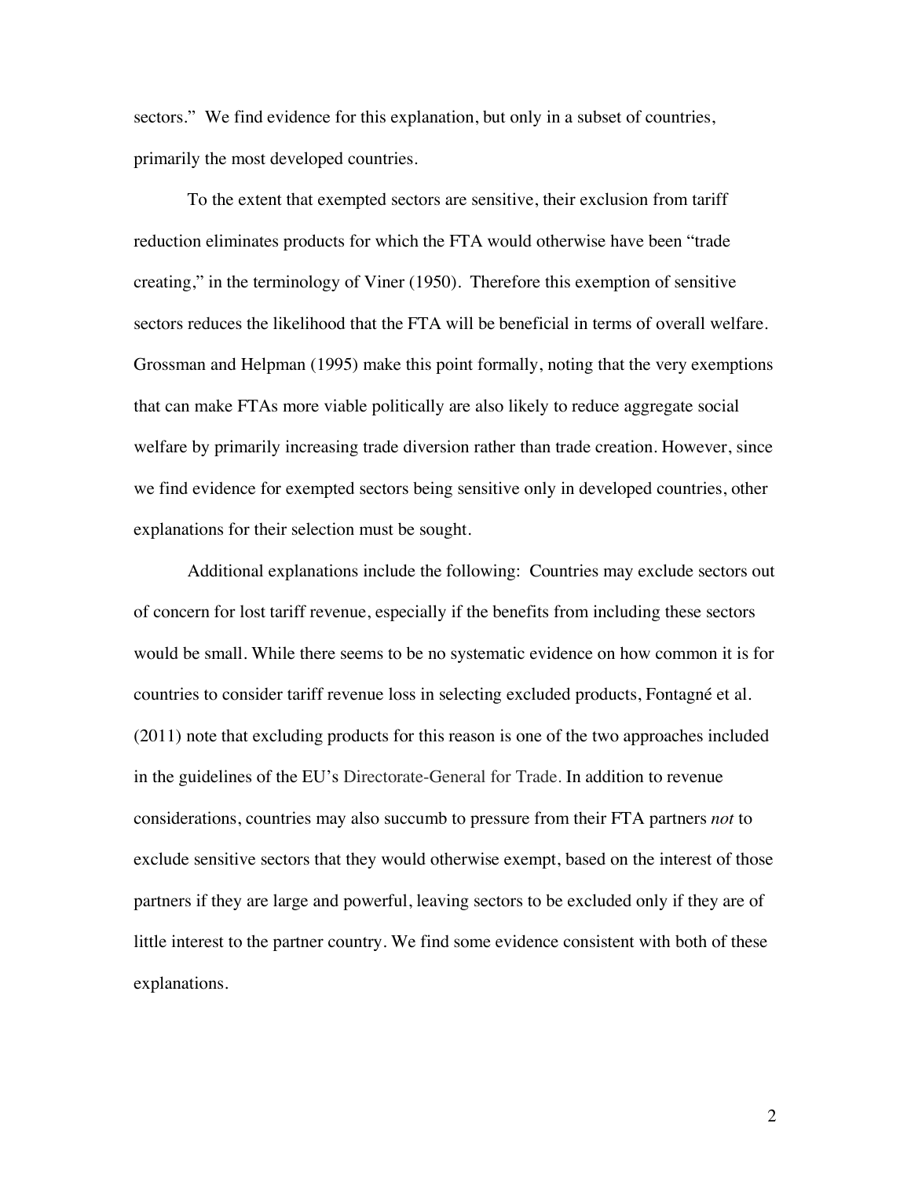sectors." We find evidence for this explanation, but only in a subset of countries, primarily the most developed countries.

To the extent that exempted sectors are sensitive, their exclusion from tariff reduction eliminates products for which the FTA would otherwise have been "trade creating," in the terminology of Viner (1950). Therefore this exemption of sensitive sectors reduces the likelihood that the FTA will be beneficial in terms of overall welfare. Grossman and Helpman (1995) make this point formally, noting that the very exemptions that can make FTAs more viable politically are also likely to reduce aggregate social welfare by primarily increasing trade diversion rather than trade creation. However, since we find evidence for exempted sectors being sensitive only in developed countries, other explanations for their selection must be sought.

Additional explanations include the following: Countries may exclude sectors out of concern for lost tariff revenue, especially if the benefits from including these sectors would be small. While there seems to be no systematic evidence on how common it is for countries to consider tariff revenue loss in selecting excluded products, Fontagné et al. (2011) note that excluding products for this reason is one of the two approaches included in the guidelines of the EU's Directorate-General for Trade. In addition to revenue considerations, countries may also succumb to pressure from their FTA partners *not* to exclude sensitive sectors that they would otherwise exempt, based on the interest of those partners if they are large and powerful, leaving sectors to be excluded only if they are of little interest to the partner country. We find some evidence consistent with both of these explanations.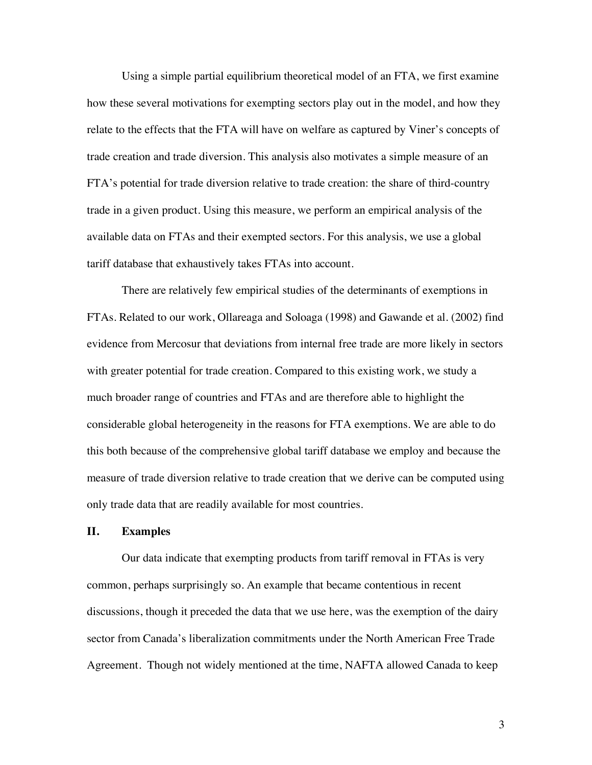Using a simple partial equilibrium theoretical model of an FTA, we first examine how these several motivations for exempting sectors play out in the model, and how they relate to the effects that the FTA will have on welfare as captured by Viner's concepts of trade creation and trade diversion. This analysis also motivates a simple measure of an FTA's potential for trade diversion relative to trade creation: the share of third-country trade in a given product. Using this measure, we perform an empirical analysis of the available data on FTAs and their exempted sectors. For this analysis, we use a global tariff database that exhaustively takes FTAs into account.

There are relatively few empirical studies of the determinants of exemptions in FTAs. Related to our work, Ollareaga and Soloaga (1998) and Gawande et al. (2002) find evidence from Mercosur that deviations from internal free trade are more likely in sectors with greater potential for trade creation. Compared to this existing work, we study a much broader range of countries and FTAs and are therefore able to highlight the considerable global heterogeneity in the reasons for FTA exemptions. We are able to do this both because of the comprehensive global tariff database we employ and because the measure of trade diversion relative to trade creation that we derive can be computed using only trade data that are readily available for most countries.

## II. Examples

Our data indicate that exempting products from tariff removal in FTAs is very common, perhaps surprisingly so. An example that became contentious in recent discussions, though it preceded the data that we use here, was the exemption of the dairy sector from Canada's liberalization commitments under the North American Free Trade Agreement. Though not widely mentioned at the time, NAFTA allowed Canada to keep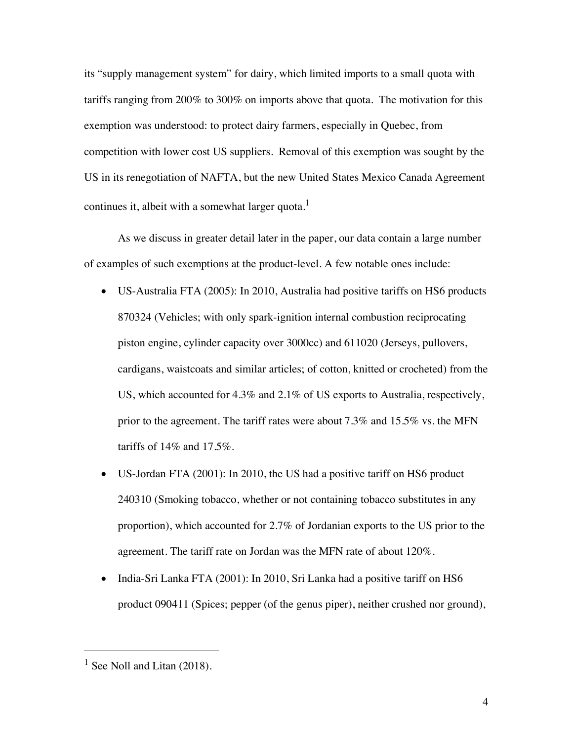its "supply management system" for dairy, which limited imports to a small quota with tariffs ranging from 200% to 300% on imports above that quota. The motivation for this exemption was understood: to protect dairy farmers, especially in Quebec, from competition with lower cost US suppliers. Removal of this exemption was sought by the US in its renegotiation of NAFTA, but the new United States Mexico Canada Agreement continues it, albeit with a somewhat larger quota.[1]

As we discuss in greater detail later in the paper, our data contain a large number of examples of such exemptions at the product-level. A few notable ones include:

- US-Australia FTA (2005): In 2010, Australia had positive tariffs on HS6 products 870324 (Vehicles; with only spark-ignition internal combustion reciprocating piston engine, cylinder capacity over 3000cc) and 611020 (Jerseys, pullovers, cardigans, waistcoats and similar articles; of cotton, knitted or crocheted) from the US, which accounted for 4.3% and 2.1% of US exports to Australia, respectively, prior to the agreement. The tariff rates were about 7.3% and 15.5% vs. the MFN tariffs of 14% and 17.5%.
- US-Jordan FTA (2001): In 2010, the US had a positive tariff on HS6 product 240310 (Smoking tobacco, whether or not containing tobacco substitutes in any proportion), which accounted for 2.7% of Jordanian exports to the US prior to the agreement. The tariff rate on Jordan was the MFN rate of about 120%.
- India-Sri Lanka FTA (2001): In 2010, Sri Lanka had a positive tariff on HS6 product 090411 (Spices; pepper (of the genus piper), neither crushed nor ground),

[1] See Noll and Litan (2018).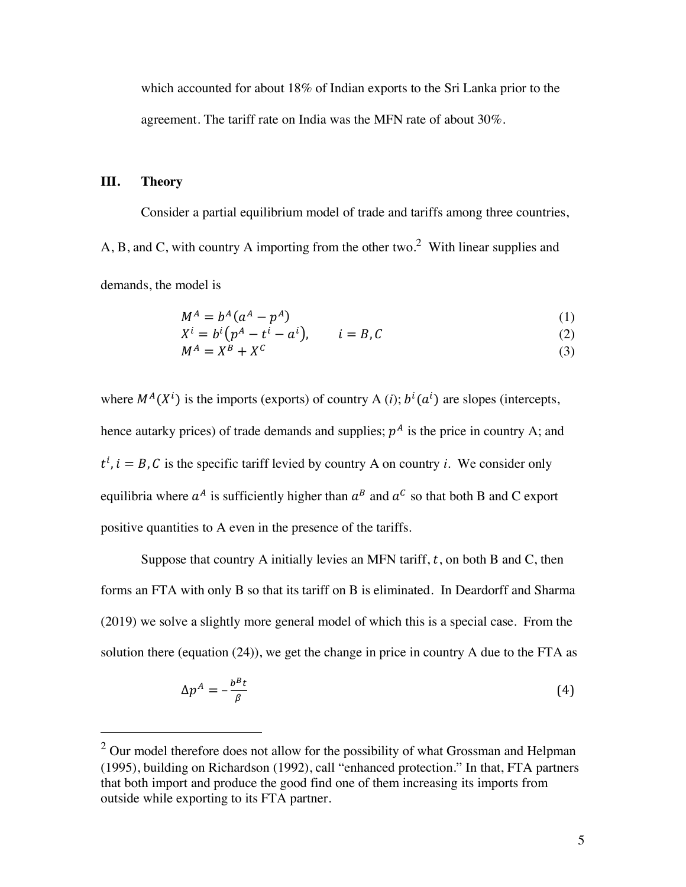which accounted for about 18% of Indian exports to the Sri Lanka prior to the agreement. The tariff rate on India was the MFN rate of about 30%.

## III. Theory

Consider a partial equilibrium model of trade and tariffs among three countries, A, B, and C, with country A importing from the other two.[2] With linear supplies and demands, the model is

$$M^A = b^A(a^A - p^A) \tag{1}$$

$$X^i = b^i(p^A - t^i - a^i), \qquad i = B, C \tag{2}$$

$$M^A = X^B + X^C \tag{3}$$

where $M^A(X^i)$ is the imports (exports) of country A ($i$); $b^i(a^i)$ are slopes (intercepts, hence autarky prices) of trade demands and supplies; $p^A$ is the price in country A; and $t^i, i = B, C$ is the specific tariff levied by country A on country $i$. We consider only equilibria where $a^A$ is sufficiently higher than $a^B$ and $a^C$ so that both B and C export positive quantities to A even in the presence of the tariffs.

Suppose that country A initially levies an MFN tariff, $t$, on both B and C, then forms an FTA with only B so that its tariff on B is eliminated. In Deardorff and Sharma (2019) we solve a slightly more general model of which this is a special case. From the solution there (equation (24)), we get the change in price in country A due to the FTA as

$$\Delta p^A = -\frac{b^B t}{\beta} \tag{4}$$

[2] Our model therefore does not allow for the possibility of what Grossman and Helpman (1995), building on Richardson (1992), call "enhanced protection." In that, FTA partners that both import and produce the good find one of them increasing its imports from outside while exporting to its FTA partner.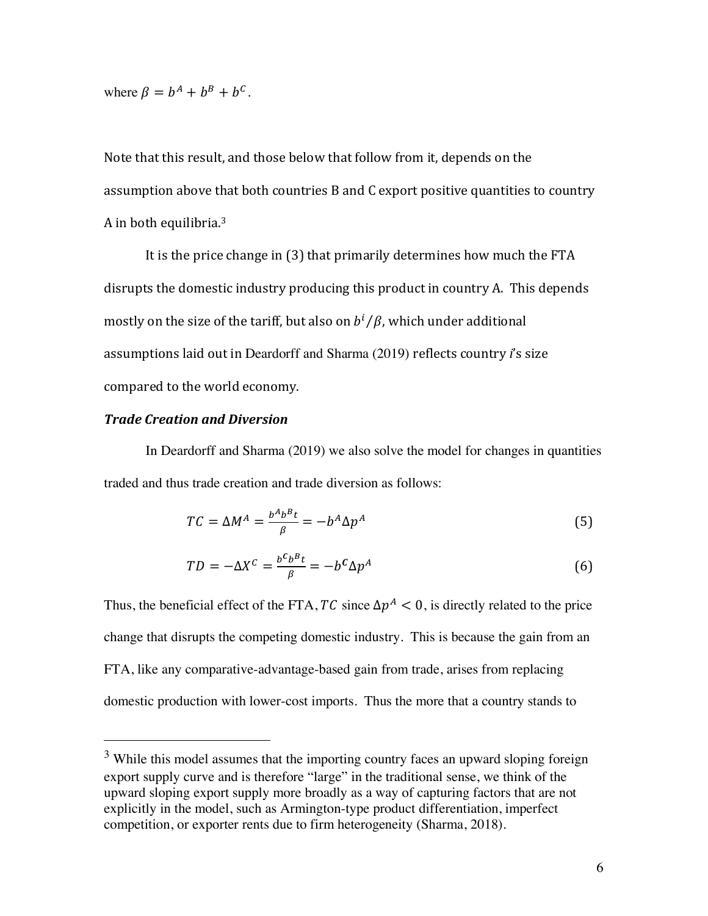where $\beta = b^A + b^B + b^C$.

Note that this result, and those below that follow from it, depends on the assumption above that both countries B and C export positive quantities to country A in both equilibria.[3]

It is the price change in (3) that primarily determines how much the FTA disrupts the domestic industry producing this product in country A. This depends mostly on the size of the tariff, but also on $b^i/\beta$, which under additional assumptions laid out in Deardorff and Sharma (2019) reflects country *i*'s size compared to the world economy.

### *Trade Creation and Diversion*

In Deardorff and Sharma (2019) we also solve the model for changes in quantities traded and thus trade creation and trade diversion as follows:

$$TC = \Delta M^A = \frac{b^A b^B t}{\beta} = -b^A \Delta p^A \tag{5}$$

$$TD = -\Delta X^C = \frac{b^C b^B t}{\beta} = -b^C \Delta p^A \tag{6}$$

Thus, the beneficial effect of the FTA, $TC$ since $\Delta p^A < 0$, is directly related to the price change that disrupts the competing domestic industry. This is because the gain from an FTA, like any comparative-advantage-based gain from trade, arises from replacing domestic production with lower-cost imports. Thus the more that a country stands to

---

[3] While this model assumes that the importing country faces an upward sloping foreign export supply curve and is therefore "large" in the traditional sense, we think of the upward sloping export supply more broadly as a way of capturing factors that are not explicitly in the model, such as Armington-type product differentiation, imperfect competition, or exporter rents due to firm heterogeneity (Sharma, 2018).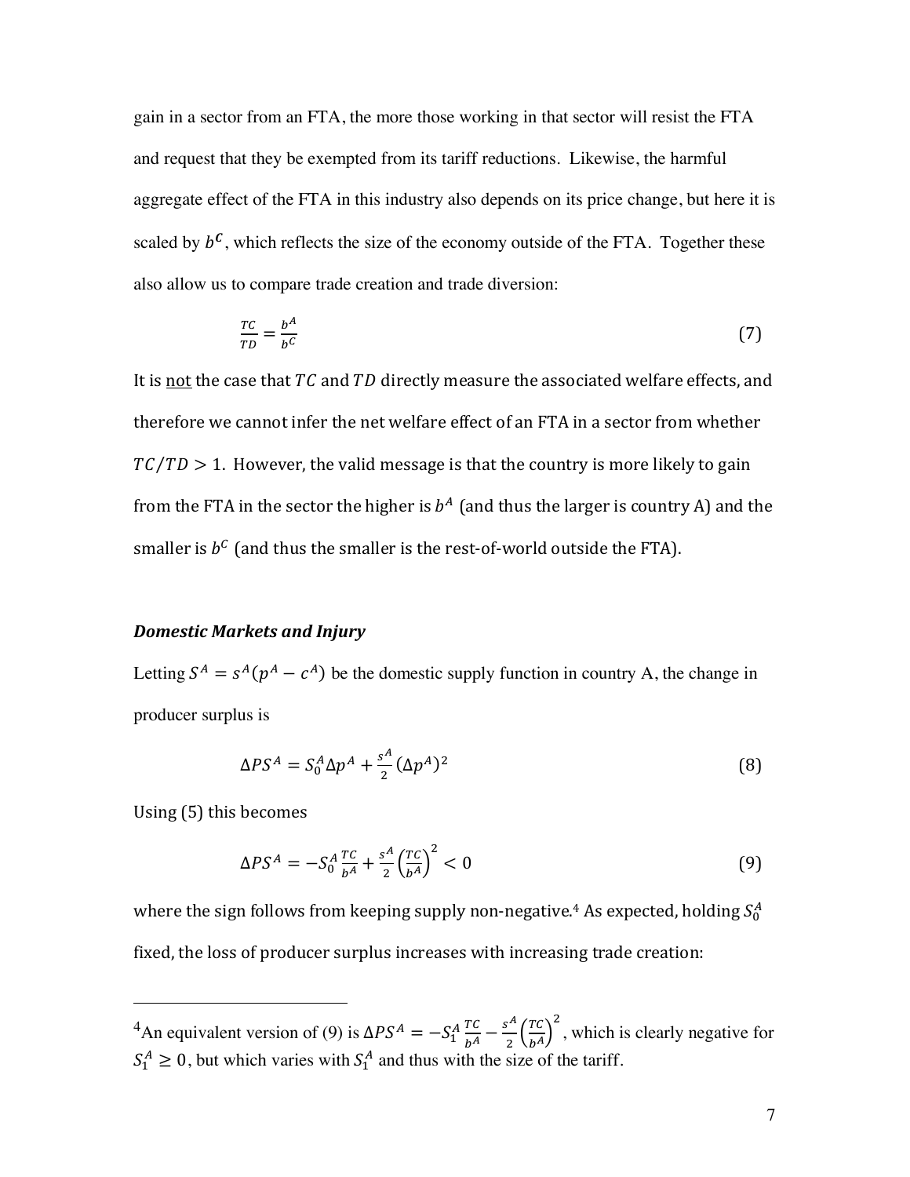gain in a sector from an FTA, the more those working in that sector will resist the FTA and request that they be exempted from its tariff reductions. Likewise, the harmful aggregate effect of the FTA in this industry also depends on its price change, but here it is scaled by $b^C$, which reflects the size of the economy outside of the FTA. Together these also allow us to compare trade creation and trade diversion:

$$\frac{TC}{TD} = \frac{b^A}{b^C} \tag{7}$$

It is not the case that $TC$ and $TD$ directly measure the associated welfare effects, and therefore we cannot infer the net welfare effect of an FTA in a sector from whether $TC/TD > 1$. However, the valid message is that the country is more likely to gain from the FTA in the sector the higher is $b^A$ (and thus the larger is country A) and the smaller is $b^C$ (and thus the smaller is the rest-of-world outside the FTA).

### *Domestic Markets and Injury*

Letting $S^A = s^A(p^A - c^A)$ be the domestic supply function in country A, the change in producer surplus is

$$\Delta PS^A = S_0^A \Delta p^A + \frac{s^A}{2}(\Delta p^A)^2 \tag{8}$$

Using (5) this becomes

$$\Delta PS^A = -S_0^A \frac{TC}{b^A} + \frac{s^A}{2}\left(\frac{TC}{b^A}\right)^2 < 0 \tag{9}$$

where the sign follows from keeping supply non-negative.[4] As expected, holding $S_0^A$ fixed, the loss of producer surplus increases with increasing trade creation:

---

[4] An equivalent version of (9) is $\Delta PS^A = -S_1^A \frac{TC}{b^A} - \frac{s^A}{2}\left(\frac{TC}{b^A}\right)^2$, which is clearly negative for $S_1^A \geq 0$, but which varies with $S_1^A$ and thus with the size of the tariff.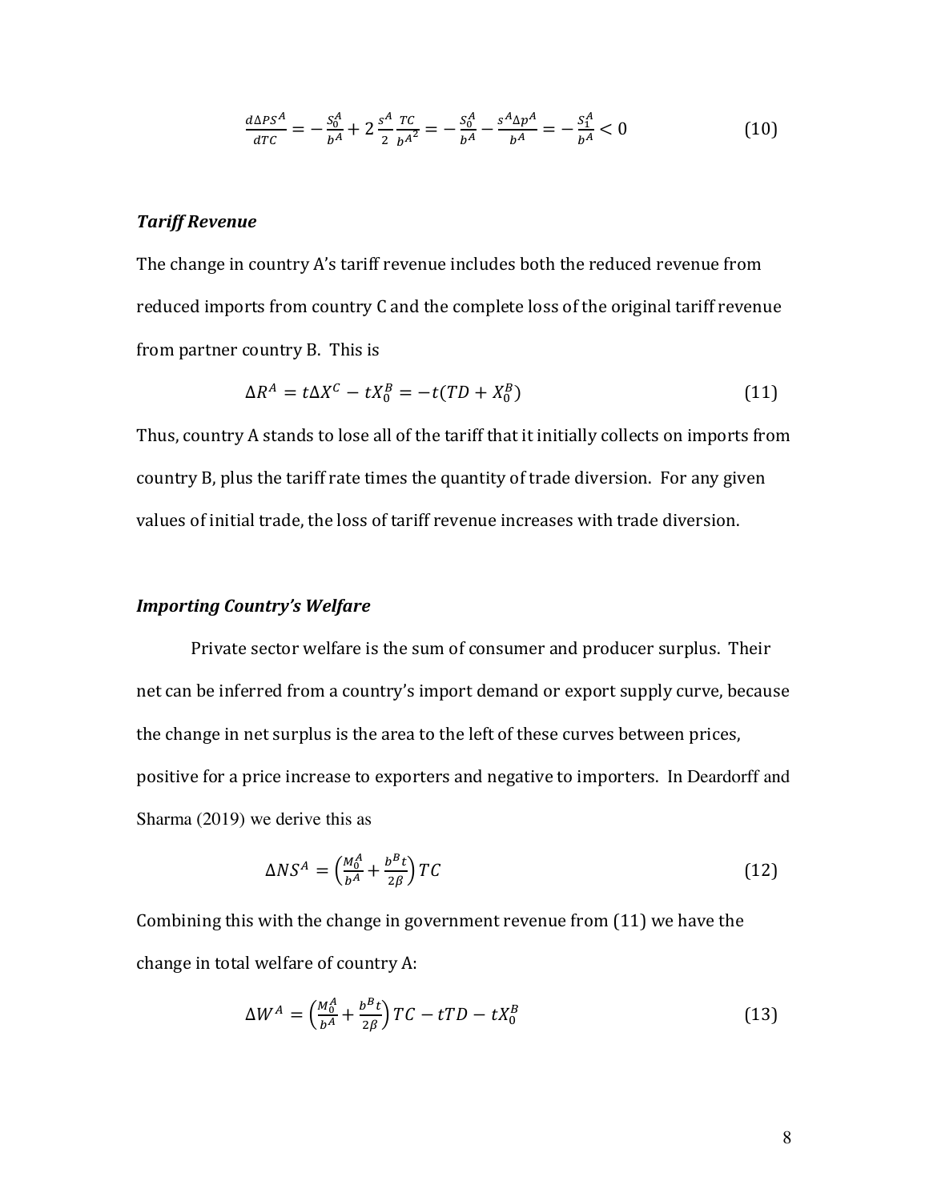$$\frac{d\Delta PS^A}{dTC} = -\frac{S_0^A}{b^A} + 2\frac{s^A}{2}\frac{TC}{b^{A^2}} = -\frac{S_0^A}{b^A} - \frac{s^A \Delta p^A}{b^A} = -\frac{S_1^A}{b^A} < 0 \tag{10}$$

***Tariff Revenue***

The change in country A's tariff revenue includes both the reduced revenue from reduced imports from country C and the complete loss of the original tariff revenue from partner country B. This is

$$\Delta R^A = t\Delta X^C - tX_0^B = -t(TD + X_0^B) \tag{11}$$

Thus, country A stands to lose all of the tariff that it initially collects on imports from country B, plus the tariff rate times the quantity of trade diversion. For any given values of initial trade, the loss of tariff revenue increases with trade diversion.

***Importing Country's Welfare***

Private sector welfare is the sum of consumer and producer surplus. Their net can be inferred from a country's import demand or export supply curve, because the change in net surplus is the area to the left of these curves between prices, positive for a price increase to exporters and negative to importers. In Deardorff and Sharma (2019) we derive this as

$$\Delta NS^A = \left(\frac{M_0^A}{b^A} + \frac{b^B t}{2\beta}\right) TC \tag{12}$$

Combining this with the change in government revenue from (11) we have the change in total welfare of country A:

$$\Delta W^A = \left(\frac{M_0^A}{b^A} + \frac{b^B t}{2\beta}\right) TC - tTD - tX_0^B \tag{13}$$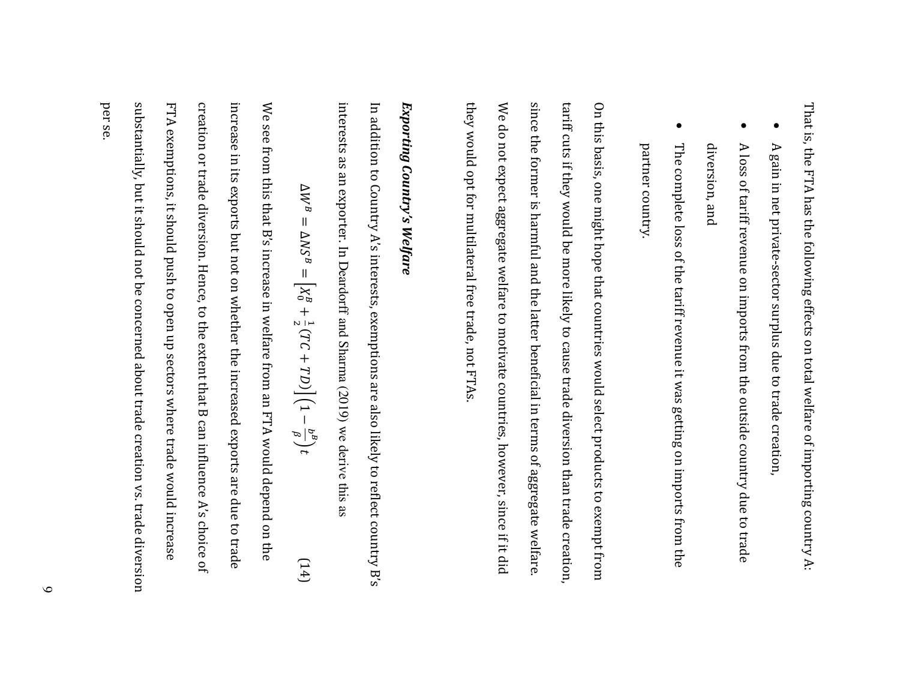That is, the FTA has the following effects on total welfare of importing country A:

- A gain in net private-sector surplus due to trade creation,
- A loss of tariff revenue on imports from the outside country due to trade diversion, and
- The complete loss of the tariff revenue it was getting on imports from the partner country.

On this basis, one might hope that countries would select products to exempt from tariff cuts if they would be more likely to cause trade diversion than trade creation, since the former is harmful and the latter beneficial in terms of aggregate welfare. We do not expect aggregate welfare to motivate countries, however, since if it did they would opt for multilateral free trade, not FTAs.

***Exporting Country's Welfare***

In addition to Country A's interests, exemptions are also likely to reflect country B's interests as an exporter. In Deardorff and Sharma (2019) we derive this as

$$\Delta W^B = \Delta NS^B = \left[X_0^B + \frac{1}{2}(TC + TD)\right]\left(1 - \frac{b^B}{\beta}\right)t \tag{14}$$

We see from this that B's increase in welfare from an FTA would depend on the increase in its exports but not on whether the increased exports are due to trade creation or trade diversion. Hence, to the extent that B can influence A's choice of FTA exemptions, it should push to open up sectors where trade would increase substantially, but it should not be concerned about trade creation vs. trade diversion per se.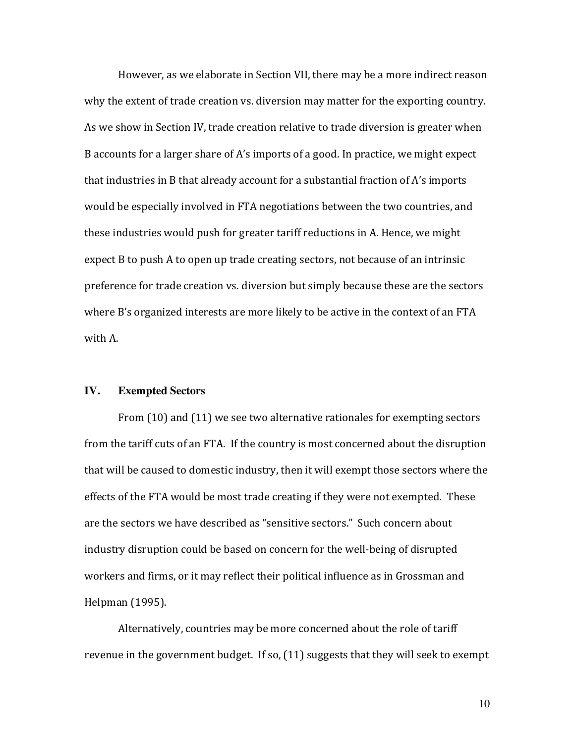However, as we elaborate in Section VII, there may be a more indirect reason why the extent of trade creation vs. diversion may matter for the exporting country. As we show in Section IV, trade creation relative to trade diversion is greater when B accounts for a larger share of A's imports of a good. In practice, we might expect that industries in B that already account for a substantial fraction of A's imports would be especially involved in FTA negotiations between the two countries, and these industries would push for greater tariff reductions in A. Hence, we might expect B to push A to open up trade creating sectors, not because of an intrinsic preference for trade creation vs. diversion but simply because these are the sectors where B's organized interests are more likely to be active in the context of an FTA with A.

## IV. Exempted Sectors

From (10) and (11) we see two alternative rationales for exempting sectors from the tariff cuts of an FTA. If the country is most concerned about the disruption that will be caused to domestic industry, then it will exempt those sectors where the effects of the FTA would be most trade creating if they were not exempted. These are the sectors we have described as "sensitive sectors." Such concern about industry disruption could be based on concern for the well-being of disrupted workers and firms, or it may reflect their political influence as in Grossman and Helpman (1995).

Alternatively, countries may be more concerned about the role of tariff revenue in the government budget. If so, (11) suggests that they will seek to exempt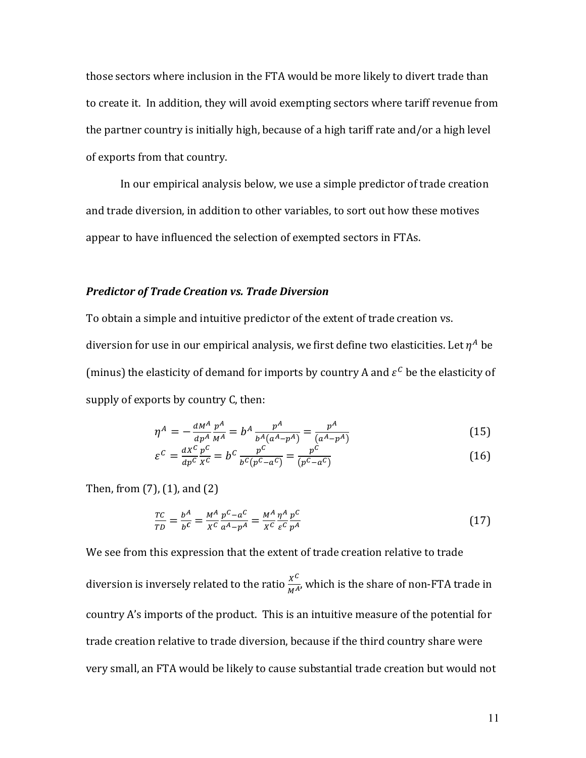those sectors where inclusion in the FTA would be more likely to divert trade than to create it. In addition, they will avoid exempting sectors where tariff revenue from the partner country is initially high, because of a high tariff rate and/or a high level of exports from that country.

In our empirical analysis below, we use a simple predictor of trade creation and trade diversion, in addition to other variables, to sort out how these motives appear to have influenced the selection of exempted sectors in FTAs.

***Predictor of Trade Creation vs. Trade Diversion***

To obtain a simple and intuitive predictor of the extent of trade creation vs. diversion for use in our empirical analysis, we first define two elasticities. Let $\eta^A$ be (minus) the elasticity of demand for imports by country A and $\varepsilon^C$ be the elasticity of supply of exports by country C, then:

$$\eta^A = -\frac{dM^A}{dp^A}\frac{p^A}{M^A} = b^A \frac{p^A}{b^A(a^A - p^A)} = \frac{p^A}{(a^A - p^A)} \tag{15}$$

$$\varepsilon^C = \frac{dX^C}{dp^C}\frac{p^C}{X^C} = b^C \frac{p^C}{b^C(p^C - a^C)} = \frac{p^C}{(p^C - a^C)} \tag{16}$$

Then, from (7), (1), and (2)

$$\frac{TC}{TD} = \frac{b^A}{b^C} = \frac{M^A}{X^C}\frac{p^C - a^C}{a^A - p^A} = \frac{M^A}{X^C}\frac{\eta^A}{\varepsilon^C}\frac{p^C}{p^A} \tag{17}$$

We see from this expression that the extent of trade creation relative to trade diversion is inversely related to the ratio $\frac{X^C}{M^A}$, which is the share of non-FTA trade in country A's imports of the product. This is an intuitive measure of the potential for trade creation relative to trade diversion, because if the third country share were very small, an FTA would be likely to cause substantial trade creation but would not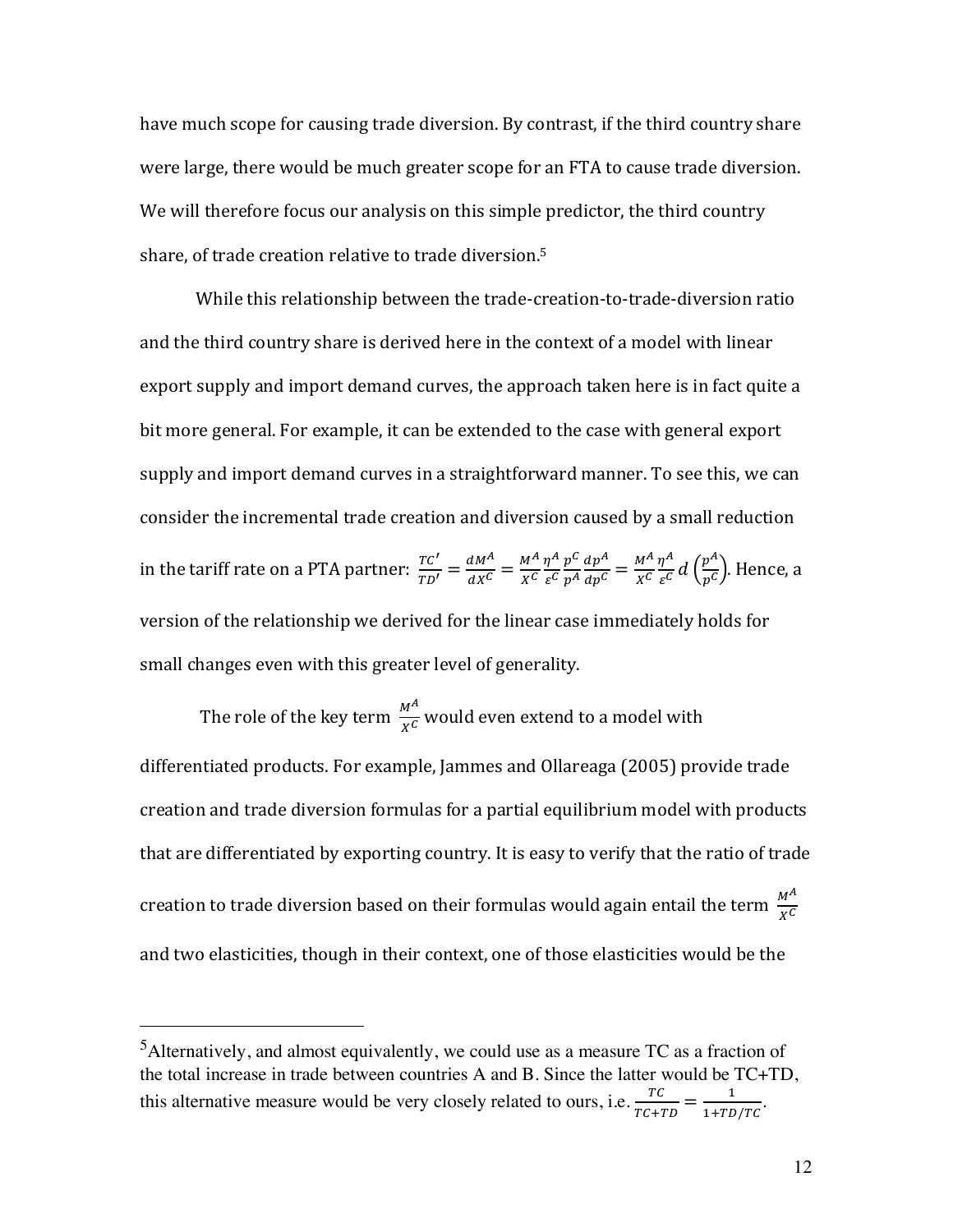have much scope for causing trade diversion. By contrast, if the third country share were large, there would be much greater scope for an FTA to cause trade diversion. We will therefore focus our analysis on this simple predictor, the third country share, of trade creation relative to trade diversion.[5]

While this relationship between the trade-creation-to-trade-diversion ratio and the third country share is derived here in the context of a model with linear export supply and import demand curves, the approach taken here is in fact quite a bit more general. For example, it can be extended to the case with general export supply and import demand curves in a straightforward manner. To see this, we can consider the incremental trade creation and diversion caused by a small reduction in the tariff rate on a PTA partner: $\frac{TC'}{TD'} = \frac{dM^A}{dX^C} = \frac{M^A}{X^C}\frac{\eta^A}{\varepsilon^C}\frac{p^C}{p^A}\frac{dp^A}{dp^C} = \frac{M^A}{X^C}\frac{\eta^A}{\varepsilon^C}\, d\left(\frac{p^A}{p^C}\right)$. Hence, a version of the relationship we derived for the linear case immediately holds for small changes even with this greater level of generality.

The role of the key term $\frac{M^A}{X^C}$ would even extend to a model with differentiated products. For example, Jammes and Ollareaga (2005) provide trade creation and trade diversion formulas for a partial equilibrium model with products that are differentiated by exporting country. It is easy to verify that the ratio of trade creation to trade diversion based on their formulas would again entail the term $\frac{M^A}{X^C}$ and two elasticities, though in their context, one of those elasticities would be the

---

[5] Alternatively, and almost equivalently, we could use as a measure TC as a fraction of the total increase in trade between countries A and B. Since the latter would be TC+TD, this alternative measure would be very closely related to ours, i.e. $\frac{TC}{TC+TD} = \frac{1}{1+TD/TC}$.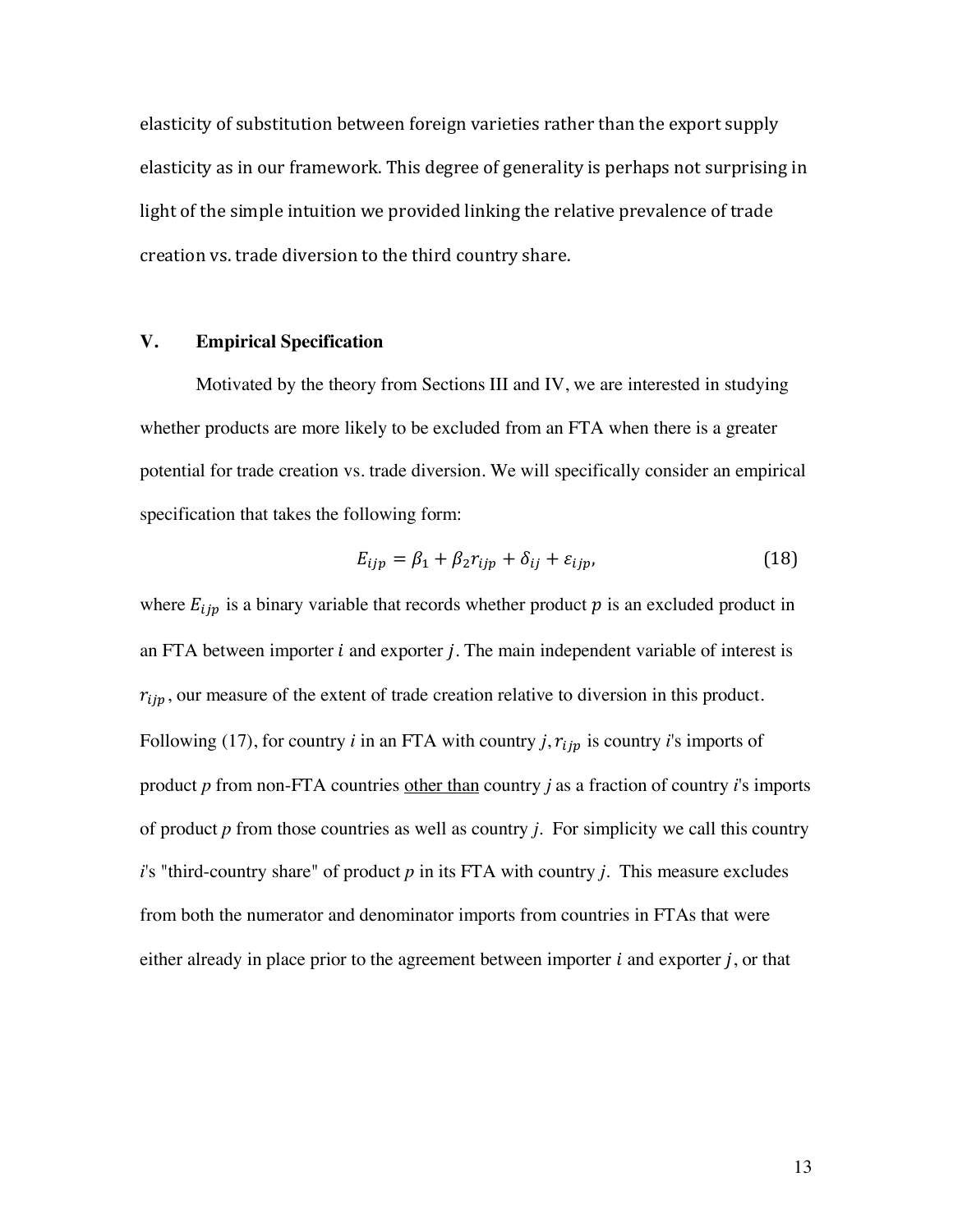elasticity of substitution between foreign varieties rather than the export supply elasticity as in our framework. This degree of generality is perhaps not surprising in light of the simple intuition we provided linking the relative prevalence of trade creation vs. trade diversion to the third country share.

## V. Empirical Specification

Motivated by the theory from Sections III and IV, we are interested in studying whether products are more likely to be excluded from an FTA when there is a greater potential for trade creation vs. trade diversion. We will specifically consider an empirical specification that takes the following form:

$$E_{ijp} = \beta_1 + \beta_2 r_{ijp} + \delta_{ij} + \varepsilon_{ijp}, \tag{18}$$

where $E_{ijp}$ is a binary variable that records whether product $p$ is an excluded product in an FTA between importer $i$ and exporter $j$. The main independent variable of interest is $r_{ijp}$, our measure of the extent of trade creation relative to diversion in this product. Following (17), for country $i$ in an FTA with country $j$, $r_{ijp}$ is country $i$'s imports of product $p$ from non-FTA countries <u>other than</u> country $j$ as a fraction of country $i$'s imports of product $p$ from those countries as well as country $j$. For simplicity we call this country $i$'s "third-country share" of product $p$ in its FTA with country $j$. This measure excludes from both the numerator and denominator imports from countries in FTAs that were either already in place prior to the agreement between importer $i$ and exporter $j$, or that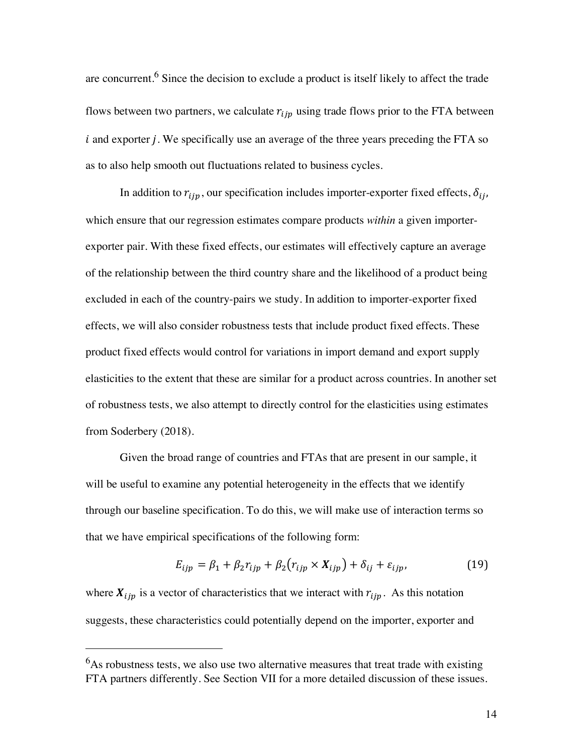are concurrent.[6] Since the decision to exclude a product is itself likely to affect the trade flows between two partners, we calculate $r_{ijp}$ using trade flows prior to the FTA between $i$ and exporter $j$. We specifically use an average of the three years preceding the FTA so as to also help smooth out fluctuations related to business cycles.

In addition to $r_{ijp}$, our specification includes importer-exporter fixed effects, $\delta_{ij}$, which ensure that our regression estimates compare products *within* a given importer-exporter pair. With these fixed effects, our estimates will effectively capture an average of the relationship between the third country share and the likelihood of a product being excluded in each of the country-pairs we study. In addition to importer-exporter fixed effects, we will also consider robustness tests that include product fixed effects. These product fixed effects would control for variations in import demand and export supply elasticities to the extent that these are similar for a product across countries. In another set of robustness tests, we also attempt to directly control for the elasticities using estimates from Soderbery (2018).

Given the broad range of countries and FTAs that are present in our sample, it will be useful to examine any potential heterogeneity in the effects that we identify through our baseline specification. To do this, we will make use of interaction terms so that we have empirical specifications of the following form:

$$E_{ijp} = \beta_1 + \beta_2 r_{ijp} + \beta_2 \left( r_{ijp} \times \boldsymbol{X}_{ijp} \right) + \delta_{ij} + \varepsilon_{ijp}, \tag{19}$$

where $\boldsymbol{X}_{ijp}$ is a vector of characteristics that we interact with $r_{ijp}$. As this notation suggests, these characteristics could potentially depend on the importer, exporter and

---

[6] As robustness tests, we also use two alternative measures that treat trade with existing FTA partners differently. See Section VII for a more detailed discussion of these issues.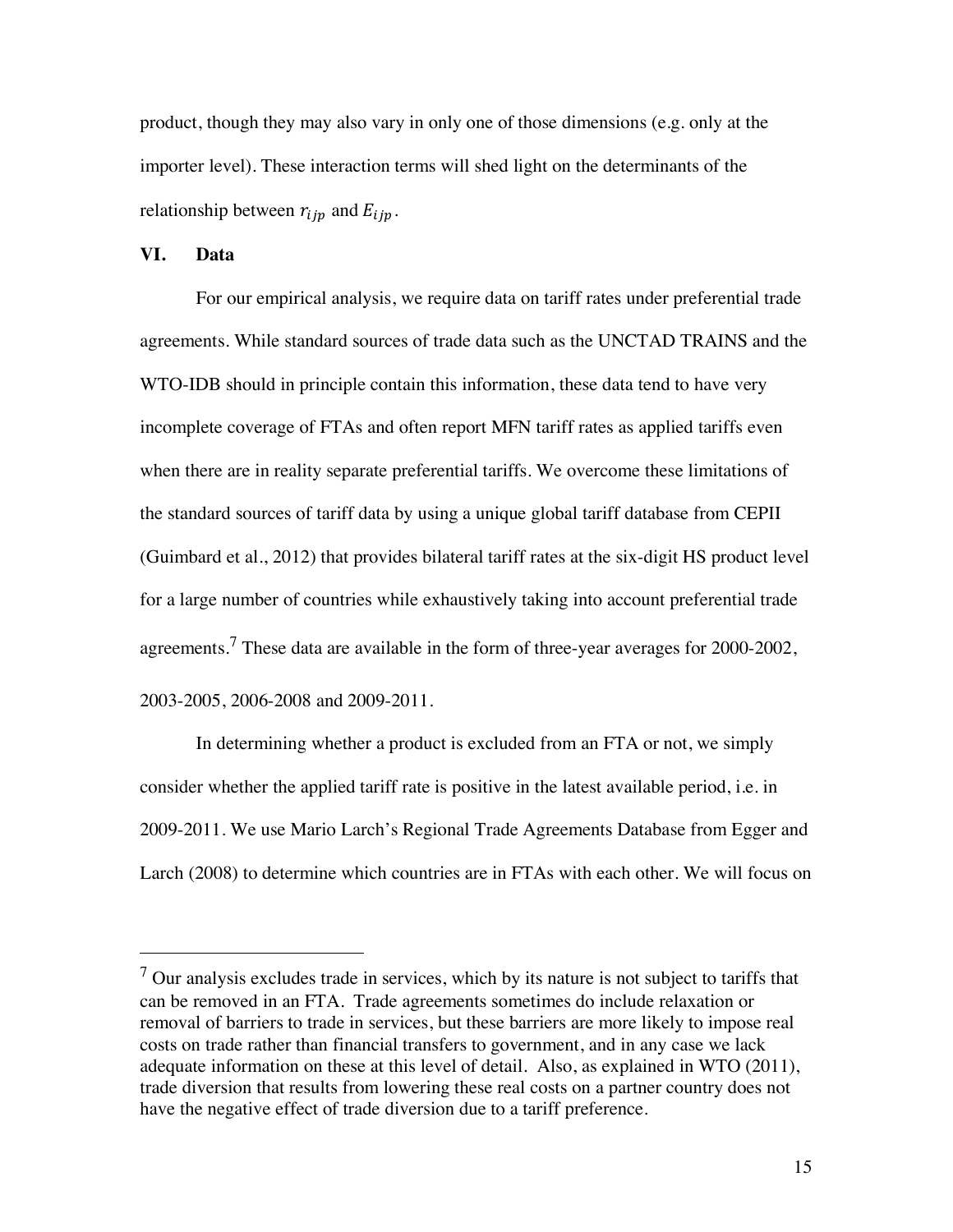product, though they may also vary in only one of those dimensions (e.g. only at the importer level). These interaction terms will shed light on the determinants of the relationship between $r_{ijp}$ and $E_{ijp}$.

## VI. Data

For our empirical analysis, we require data on tariff rates under preferential trade agreements. While standard sources of trade data such as the UNCTAD TRAINS and the WTO-IDB should in principle contain this information, these data tend to have very incomplete coverage of FTAs and often report MFN tariff rates as applied tariffs even when there are in reality separate preferential tariffs. We overcome these limitations of the standard sources of tariff data by using a unique global tariff database from CEPII (Guimbard et al., 2012) that provides bilateral tariff rates at the six-digit HS product level for a large number of countries while exhaustively taking into account preferential trade agreements.[7] These data are available in the form of three-year averages for 2000-2002, 2003-2005, 2006-2008 and 2009-2011.

In determining whether a product is excluded from an FTA or not, we simply consider whether the applied tariff rate is positive in the latest available period, i.e. in 2009-2011. We use Mario Larch's Regional Trade Agreements Database from Egger and Larch (2008) to determine which countries are in FTAs with each other. We will focus on

[7] Our analysis excludes trade in services, which by its nature is not subject to tariffs that can be removed in an FTA. Trade agreements sometimes do include relaxation or removal of barriers to trade in services, but these barriers are more likely to impose real costs on trade rather than financial transfers to government, and in any case we lack adequate information on these at this level of detail. Also, as explained in WTO (2011), trade diversion that results from lowering these real costs on a partner country does not have the negative effect of trade diversion due to a tariff preference.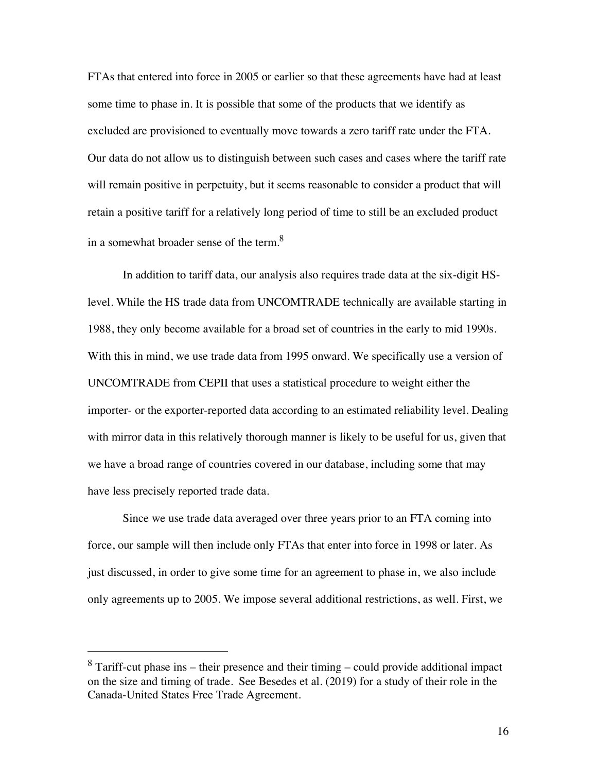FTAs that entered into force in 2005 or earlier so that these agreements have had at least some time to phase in. It is possible that some of the products that we identify as excluded are provisioned to eventually move towards a zero tariff rate under the FTA. Our data do not allow us to distinguish between such cases and cases where the tariff rate will remain positive in perpetuity, but it seems reasonable to consider a product that will retain a positive tariff for a relatively long period of time to still be an excluded product in a somewhat broader sense of the term.[8]

In addition to tariff data, our analysis also requires trade data at the six-digit HS-level. While the HS trade data from UNCOMTRADE technically are available starting in 1988, they only become available for a broad set of countries in the early to mid 1990s. With this in mind, we use trade data from 1995 onward. We specifically use a version of UNCOMTRADE from CEPII that uses a statistical procedure to weight either the importer- or the exporter-reported data according to an estimated reliability level. Dealing with mirror data in this relatively thorough manner is likely to be useful for us, given that we have a broad range of countries covered in our database, including some that may have less precisely reported trade data.

Since we use trade data averaged over three years prior to an FTA coming into force, our sample will then include only FTAs that enter into force in 1998 or later. As just discussed, in order to give some time for an agreement to phase in, we also include only agreements up to 2005. We impose several additional restrictions, as well. First, we

---

[8] Tariff-cut phase ins – their presence and their timing – could provide additional impact on the size and timing of trade. See Besedes et al. (2019) for a study of their role in the Canada-United States Free Trade Agreement.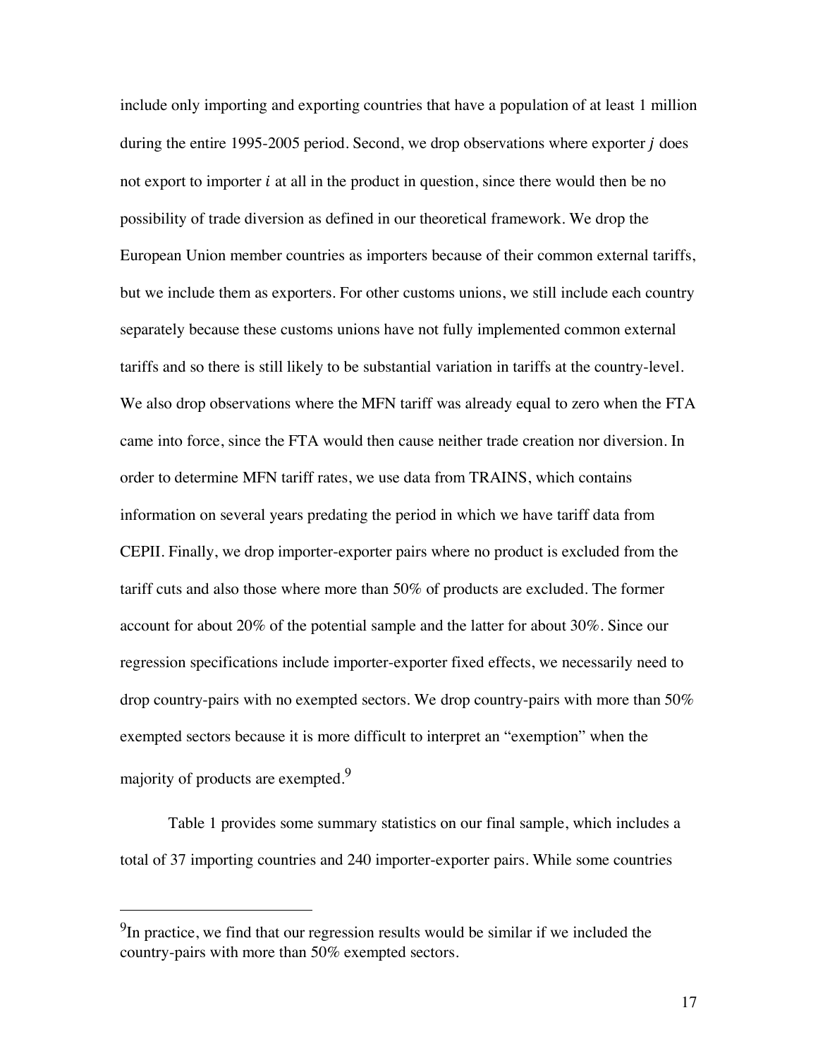include only importing and exporting countries that have a population of at least 1 million during the entire 1995-2005 period. Second, we drop observations where exporter $j$ does not export to importer $i$ at all in the product in question, since there would then be no possibility of trade diversion as defined in our theoretical framework. We drop the European Union member countries as importers because of their common external tariffs, but we include them as exporters. For other customs unions, we still include each country separately because these customs unions have not fully implemented common external tariffs and so there is still likely to be substantial variation in tariffs at the country-level. We also drop observations where the MFN tariff was already equal to zero when the FTA came into force, since the FTA would then cause neither trade creation nor diversion. In order to determine MFN tariff rates, we use data from TRAINS, which contains information on several years predating the period in which we have tariff data from CEPII. Finally, we drop importer-exporter pairs where no product is excluded from the tariff cuts and also those where more than 50% of products are excluded. The former account for about 20% of the potential sample and the latter for about 30%. Since our regression specifications include importer-exporter fixed effects, we necessarily need to drop country-pairs with no exempted sectors. We drop country-pairs with more than 50% exempted sectors because it is more difficult to interpret an "exemption" when the majority of products are exempted.[9]

Table 1 provides some summary statistics on our final sample, which includes a total of 37 importing countries and 240 importer-exporter pairs. While some countries

[9] In practice, we find that our regression results would be similar if we included the country-pairs with more than 50% exempted sectors.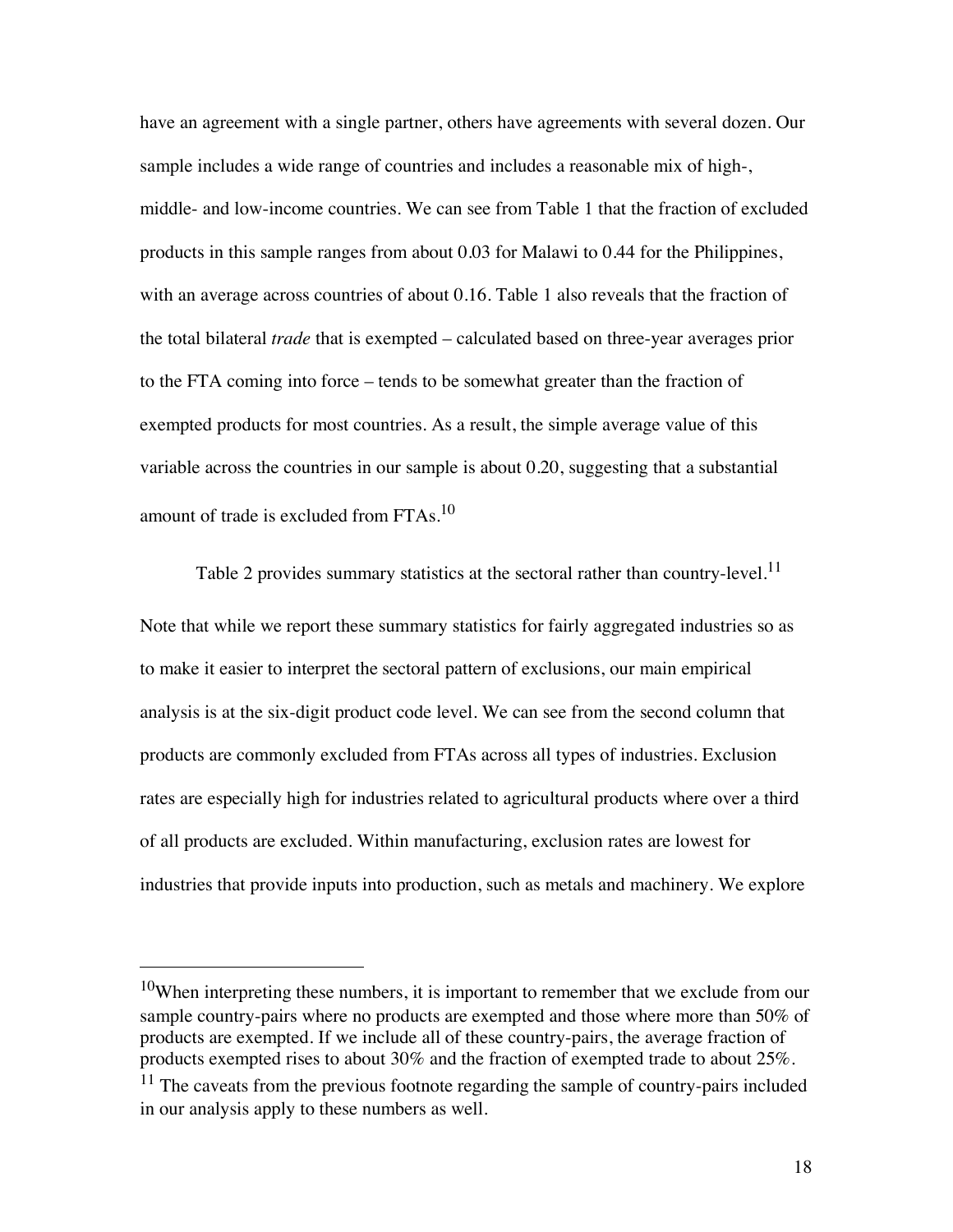have an agreement with a single partner, others have agreements with several dozen. Our sample includes a wide range of countries and includes a reasonable mix of high-, middle- and low-income countries. We can see from Table 1 that the fraction of excluded products in this sample ranges from about 0.03 for Malawi to 0.44 for the Philippines, with an average across countries of about 0.16. Table 1 also reveals that the fraction of the total bilateral *trade* that is exempted – calculated based on three-year averages prior to the FTA coming into force – tends to be somewhat greater than the fraction of exempted products for most countries. As a result, the simple average value of this variable across the countries in our sample is about 0.20, suggesting that a substantial amount of trade is excluded from FTAs.[10]

Table 2 provides summary statistics at the sectoral rather than country-level.[11] Note that while we report these summary statistics for fairly aggregated industries so as to make it easier to interpret the sectoral pattern of exclusions, our main empirical analysis is at the six-digit product code level. We can see from the second column that products are commonly excluded from FTAs across all types of industries. Exclusion rates are especially high for industries related to agricultural products where over a third of all products are excluded. Within manufacturing, exclusion rates are lowest for industries that provide inputs into production, such as metals and machinery. We explore

[10]When interpreting these numbers, it is important to remember that we exclude from our sample country-pairs where no products are exempted and those where more than 50% of products are exempted. If we include all of these country-pairs, the average fraction of products exempted rises to about 30% and the fraction of exempted trade to about 25%.

[11] The caveats from the previous footnote regarding the sample of country-pairs included in our analysis apply to these numbers as well.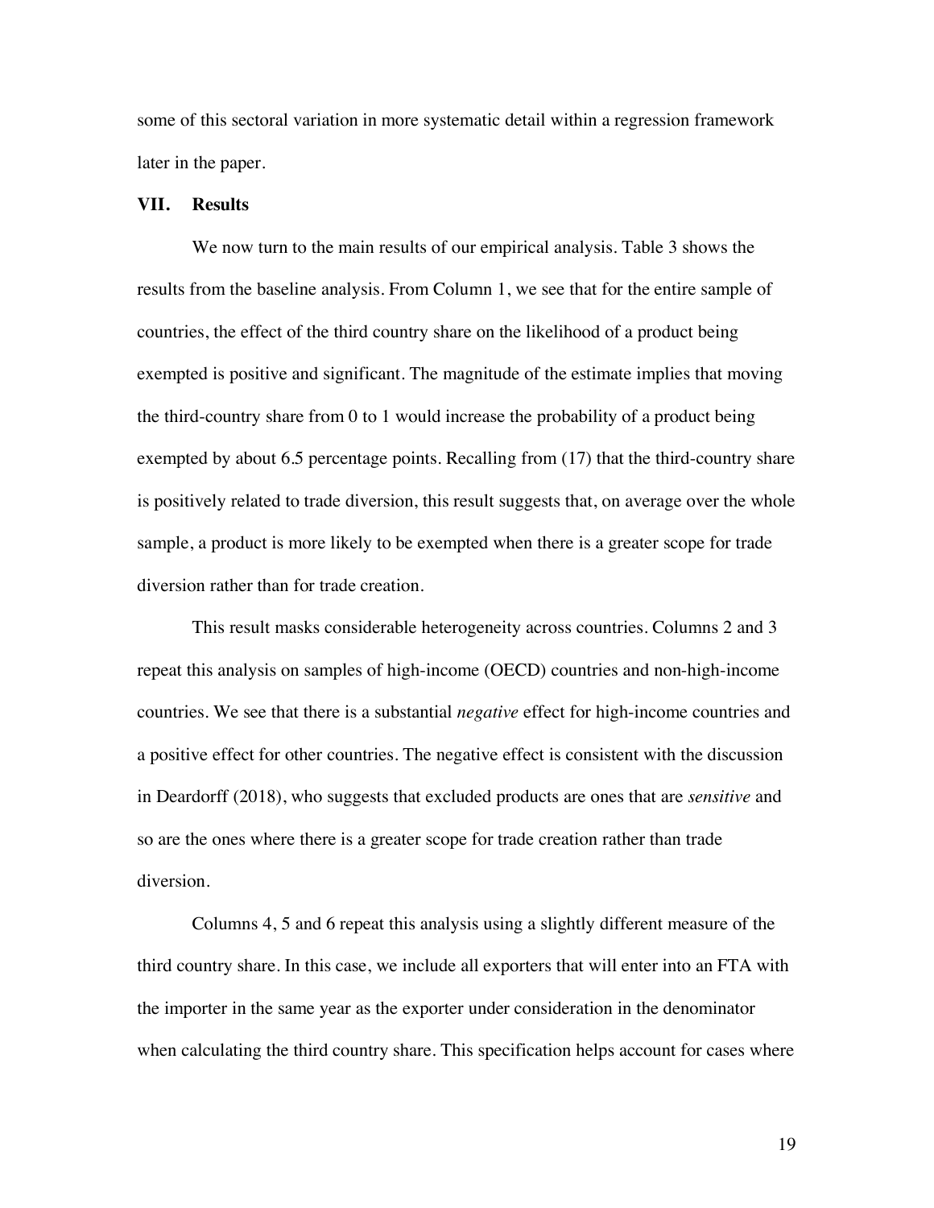some of this sectoral variation in more systematic detail within a regression framework later in the paper.

## VII. Results

We now turn to the main results of our empirical analysis. Table 3 shows the results from the baseline analysis. From Column 1, we see that for the entire sample of countries, the effect of the third country share on the likelihood of a product being exempted is positive and significant. The magnitude of the estimate implies that moving the third-country share from 0 to 1 would increase the probability of a product being exempted by about 6.5 percentage points. Recalling from (17) that the third-country share is positively related to trade diversion, this result suggests that, on average over the whole sample, a product is more likely to be exempted when there is a greater scope for trade diversion rather than for trade creation.

This result masks considerable heterogeneity across countries. Columns 2 and 3 repeat this analysis on samples of high-income (OECD) countries and non-high-income countries. We see that there is a substantial *negative* effect for high-income countries and a positive effect for other countries. The negative effect is consistent with the discussion in Deardorff (2018), who suggests that excluded products are ones that are *sensitive* and so are the ones where there is a greater scope for trade creation rather than trade diversion.

Columns 4, 5 and 6 repeat this analysis using a slightly different measure of the third country share. In this case, we include all exporters that will enter into an FTA with the importer in the same year as the exporter under consideration in the denominator when calculating the third country share. This specification helps account for cases where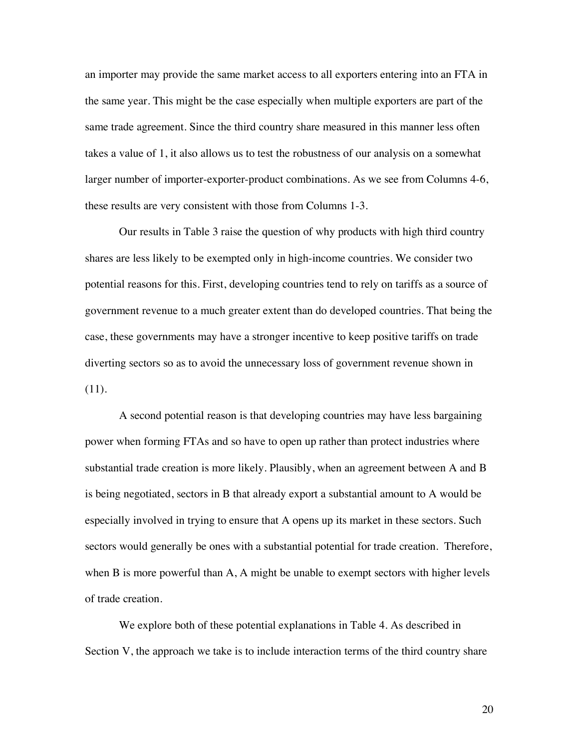an importer may provide the same market access to all exporters entering into an FTA in the same year. This might be the case especially when multiple exporters are part of the same trade agreement. Since the third country share measured in this manner less often takes a value of 1, it also allows us to test the robustness of our analysis on a somewhat larger number of importer-exporter-product combinations. As we see from Columns 4-6, these results are very consistent with those from Columns 1-3.

Our results in Table 3 raise the question of why products with high third country shares are less likely to be exempted only in high-income countries. We consider two potential reasons for this. First, developing countries tend to rely on tariffs as a source of government revenue to a much greater extent than do developed countries. That being the case, these governments may have a stronger incentive to keep positive tariffs on trade diverting sectors so as to avoid the unnecessary loss of government revenue shown in (11).

A second potential reason is that developing countries may have less bargaining power when forming FTAs and so have to open up rather than protect industries where substantial trade creation is more likely. Plausibly, when an agreement between A and B is being negotiated, sectors in B that already export a substantial amount to A would be especially involved in trying to ensure that A opens up its market in these sectors. Such sectors would generally be ones with a substantial potential for trade creation. Therefore, when B is more powerful than A, A might be unable to exempt sectors with higher levels of trade creation.

We explore both of these potential explanations in Table 4. As described in Section V, the approach we take is to include interaction terms of the third country share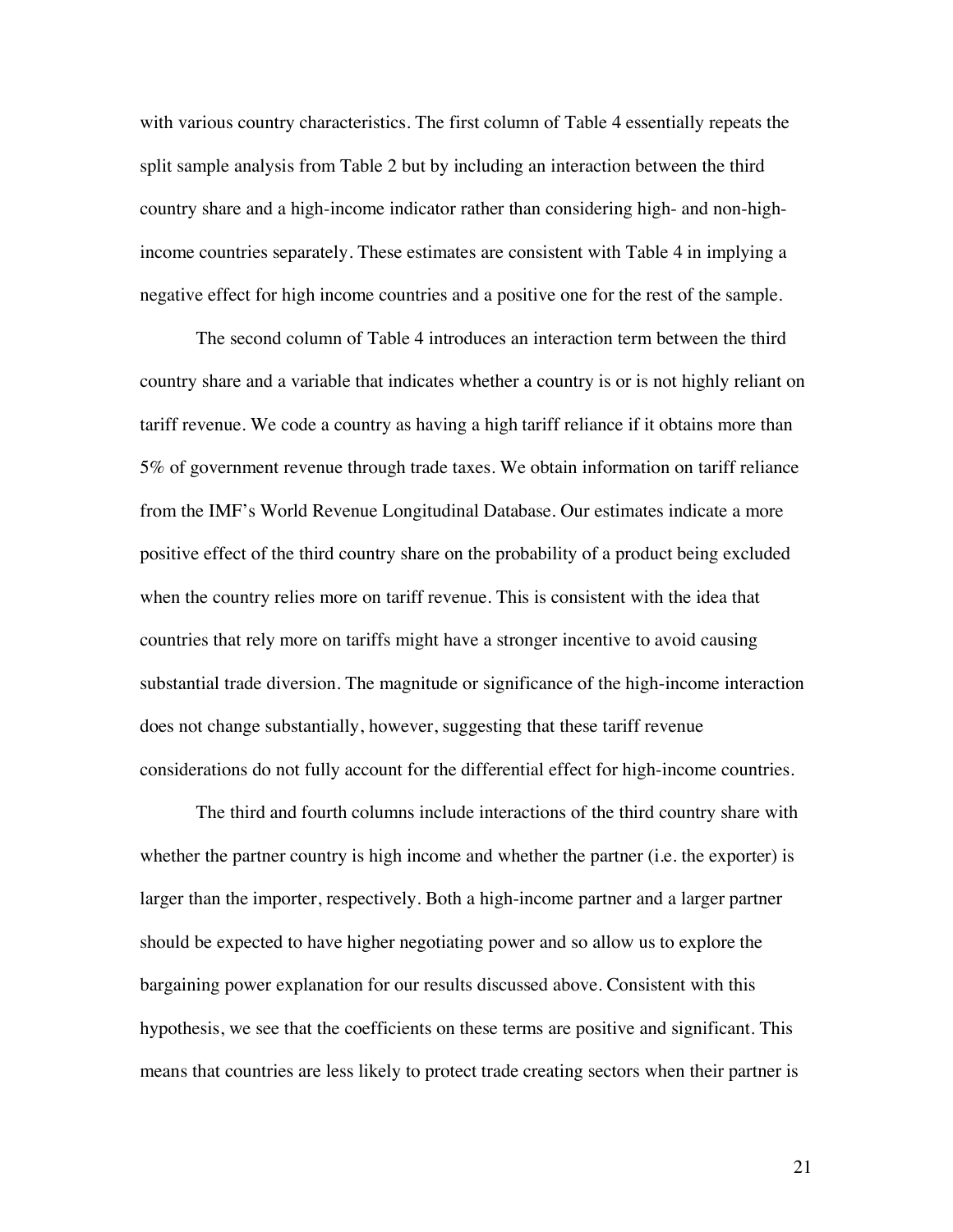with various country characteristics. The first column of Table 4 essentially repeats the split sample analysis from Table 2 but by including an interaction between the third country share and a high-income indicator rather than considering high- and non-high-income countries separately. These estimates are consistent with Table 4 in implying a negative effect for high income countries and a positive one for the rest of the sample.

The second column of Table 4 introduces an interaction term between the third country share and a variable that indicates whether a country is or is not highly reliant on tariff revenue. We code a country as having a high tariff reliance if it obtains more than 5% of government revenue through trade taxes. We obtain information on tariff reliance from the IMF's World Revenue Longitudinal Database. Our estimates indicate a more positive effect of the third country share on the probability of a product being excluded when the country relies more on tariff revenue. This is consistent with the idea that countries that rely more on tariffs might have a stronger incentive to avoid causing substantial trade diversion. The magnitude or significance of the high-income interaction does not change substantially, however, suggesting that these tariff revenue considerations do not fully account for the differential effect for high-income countries.

The third and fourth columns include interactions of the third country share with whether the partner country is high income and whether the partner (i.e. the exporter) is larger than the importer, respectively. Both a high-income partner and a larger partner should be expected to have higher negotiating power and so allow us to explore the bargaining power explanation for our results discussed above. Consistent with this hypothesis, we see that the coefficients on these terms are positive and significant. This means that countries are less likely to protect trade creating sectors when their partner is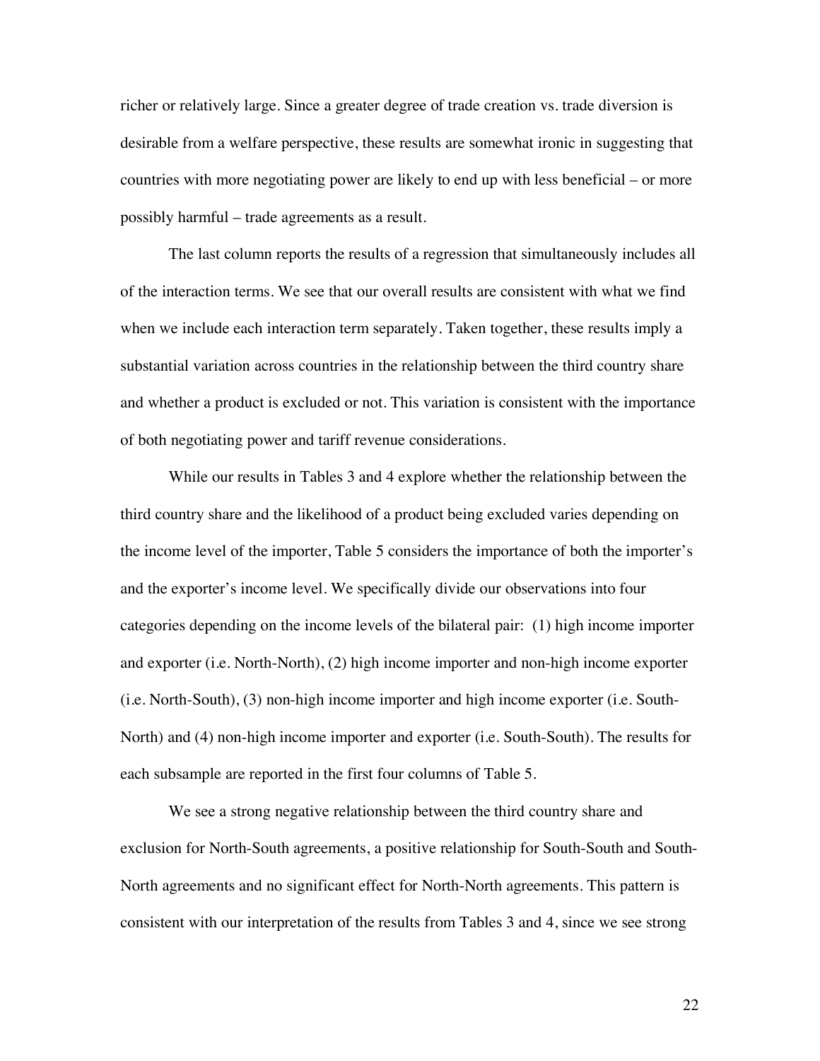richer or relatively large. Since a greater degree of trade creation vs. trade diversion is desirable from a welfare perspective, these results are somewhat ironic in suggesting that countries with more negotiating power are likely to end up with less beneficial – or more possibly harmful – trade agreements as a result.

The last column reports the results of a regression that simultaneously includes all of the interaction terms. We see that our overall results are consistent with what we find when we include each interaction term separately. Taken together, these results imply a substantial variation across countries in the relationship between the third country share and whether a product is excluded or not. This variation is consistent with the importance of both negotiating power and tariff revenue considerations.

While our results in Tables 3 and 4 explore whether the relationship between the third country share and the likelihood of a product being excluded varies depending on the income level of the importer, Table 5 considers the importance of both the importer's and the exporter's income level. We specifically divide our observations into four categories depending on the income levels of the bilateral pair: (1) high income importer and exporter (i.e. North-North), (2) high income importer and non-high income exporter (i.e. North-South), (3) non-high income importer and high income exporter (i.e. South-North) and (4) non-high income importer and exporter (i.e. South-South). The results for each subsample are reported in the first four columns of Table 5.

We see a strong negative relationship between the third country share and exclusion for North-South agreements, a positive relationship for South-South and South-North agreements and no significant effect for North-North agreements. This pattern is consistent with our interpretation of the results from Tables 3 and 4, since we see strong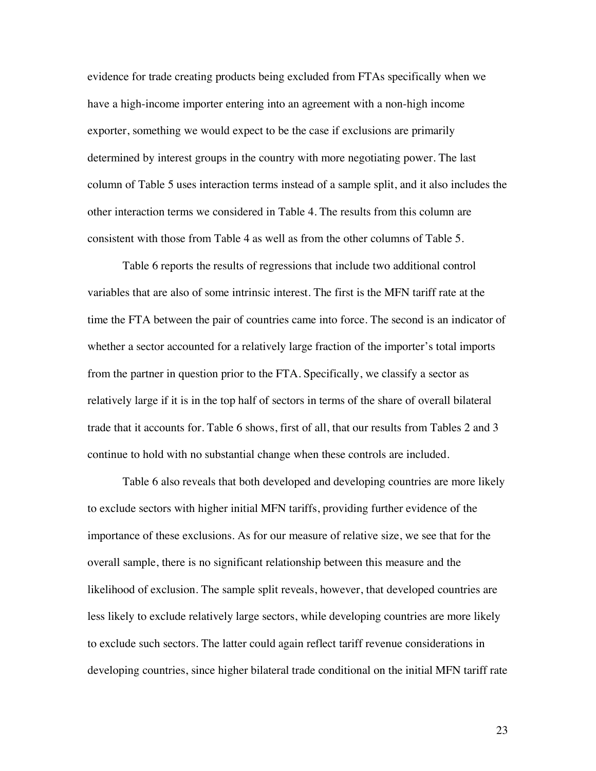evidence for trade creating products being excluded from FTAs specifically when we have a high-income importer entering into an agreement with a non-high income exporter, something we would expect to be the case if exclusions are primarily determined by interest groups in the country with more negotiating power. The last column of Table 5 uses interaction terms instead of a sample split, and it also includes the other interaction terms we considered in Table 4. The results from this column are consistent with those from Table 4 as well as from the other columns of Table 5.

Table 6 reports the results of regressions that include two additional control variables that are also of some intrinsic interest. The first is the MFN tariff rate at the time the FTA between the pair of countries came into force. The second is an indicator of whether a sector accounted for a relatively large fraction of the importer's total imports from the partner in question prior to the FTA. Specifically, we classify a sector as relatively large if it is in the top half of sectors in terms of the share of overall bilateral trade that it accounts for. Table 6 shows, first of all, that our results from Tables 2 and 3 continue to hold with no substantial change when these controls are included.

Table 6 also reveals that both developed and developing countries are more likely to exclude sectors with higher initial MFN tariffs, providing further evidence of the importance of these exclusions. As for our measure of relative size, we see that for the overall sample, there is no significant relationship between this measure and the likelihood of exclusion. The sample split reveals, however, that developed countries are less likely to exclude relatively large sectors, while developing countries are more likely to exclude such sectors. The latter could again reflect tariff revenue considerations in developing countries, since higher bilateral trade conditional on the initial MFN tariff rate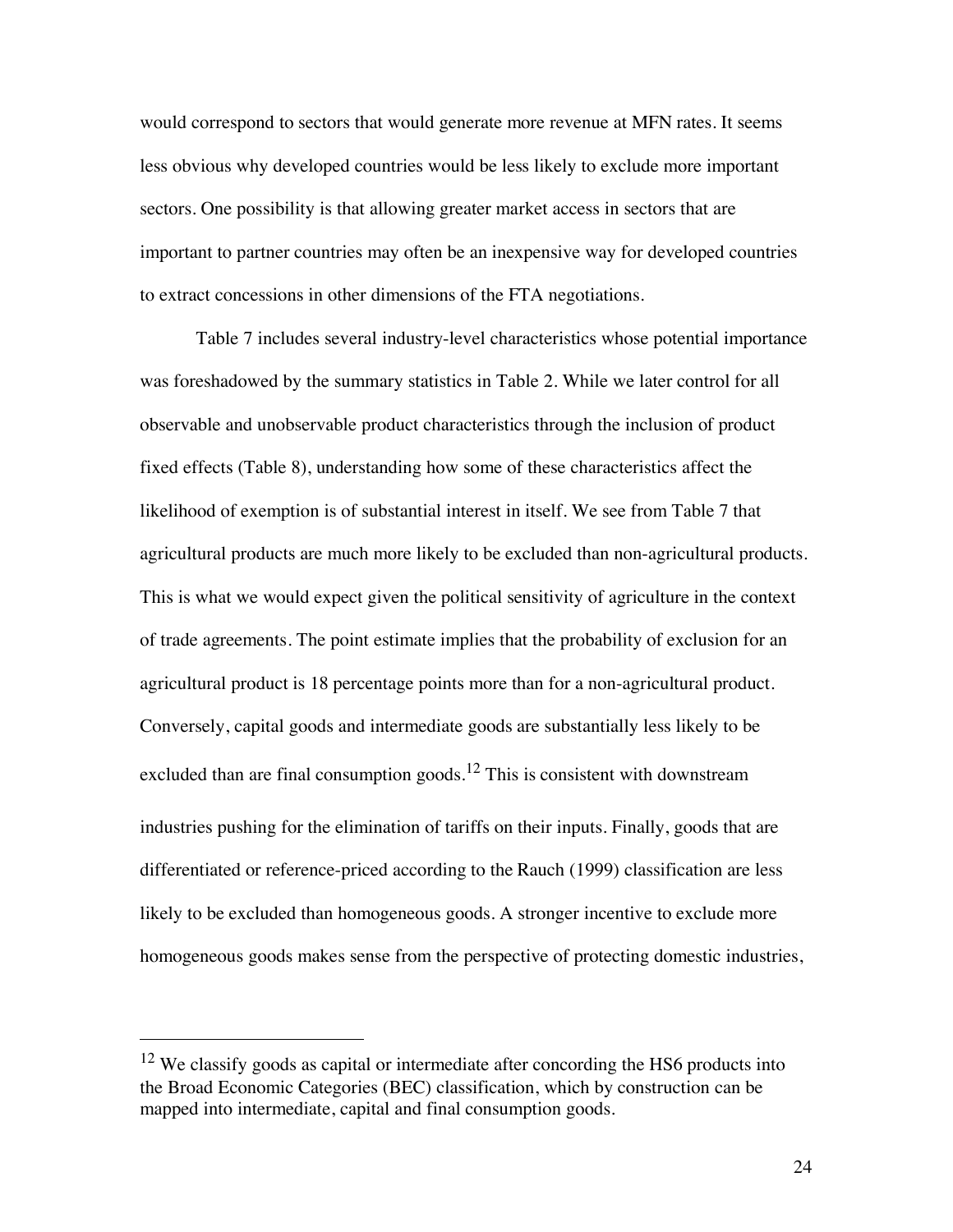would correspond to sectors that would generate more revenue at MFN rates. It seems less obvious why developed countries would be less likely to exclude more important sectors. One possibility is that allowing greater market access in sectors that are important to partner countries may often be an inexpensive way for developed countries to extract concessions in other dimensions of the FTA negotiations.

Table 7 includes several industry-level characteristics whose potential importance was foreshadowed by the summary statistics in Table 2. While we later control for all observable and unobservable product characteristics through the inclusion of product fixed effects (Table 8), understanding how some of these characteristics affect the likelihood of exemption is of substantial interest in itself. We see from Table 7 that agricultural products are much more likely to be excluded than non-agricultural products. This is what we would expect given the political sensitivity of agriculture in the context of trade agreements. The point estimate implies that the probability of exclusion for an agricultural product is 18 percentage points more than for a non-agricultural product. Conversely, capital goods and intermediate goods are substantially less likely to be excluded than are final consumption goods.[12] This is consistent with downstream industries pushing for the elimination of tariffs on their inputs. Finally, goods that are differentiated or reference-priced according to the Rauch (1999) classification are less likely to be excluded than homogeneous goods. A stronger incentive to exclude more homogeneous goods makes sense from the perspective of protecting domestic industries,

---

[12] We classify goods as capital or intermediate after concording the HS6 products into the Broad Economic Categories (BEC) classification, which by construction can be mapped into intermediate, capital and final consumption goods.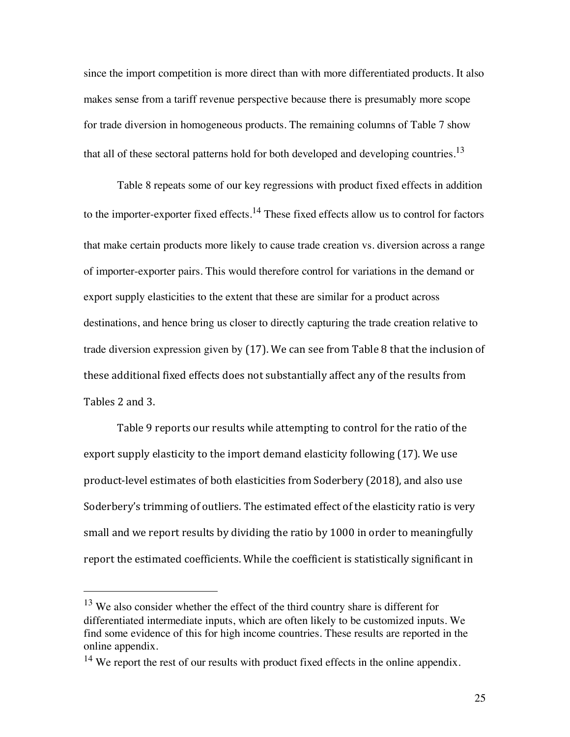since the import competition is more direct than with more differentiated products. It also makes sense from a tariff revenue perspective because there is presumably more scope for trade diversion in homogeneous products. The remaining columns of Table 7 show that all of these sectoral patterns hold for both developed and developing countries.[13]

Table 8 repeats some of our key regressions with product fixed effects in addition to the importer-exporter fixed effects.[14] These fixed effects allow us to control for factors that make certain products more likely to cause trade creation vs. diversion across a range of importer-exporter pairs. This would therefore control for variations in the demand or export supply elasticities to the extent that these are similar for a product across destinations, and hence bring us closer to directly capturing the trade creation relative to trade diversion expression given by (17). We can see from Table 8 that the inclusion of these additional fixed effects does not substantially affect any of the results from Tables 2 and 3.

Table 9 reports our results while attempting to control for the ratio of the export supply elasticity to the import demand elasticity following (17). We use product-level estimates of both elasticities from Soderbery (2018), and also use Soderbery's trimming of outliers. The estimated effect of the elasticity ratio is very small and we report results by dividing the ratio by 1000 in order to meaningfully report the estimated coefficients. While the coefficient is statistically significant in

---

[13] We also consider whether the effect of the third country share is different for differentiated intermediate inputs, which are often likely to be customized inputs. We find some evidence of this for high income countries. These results are reported in the online appendix.

[14] We report the rest of our results with product fixed effects in the online appendix.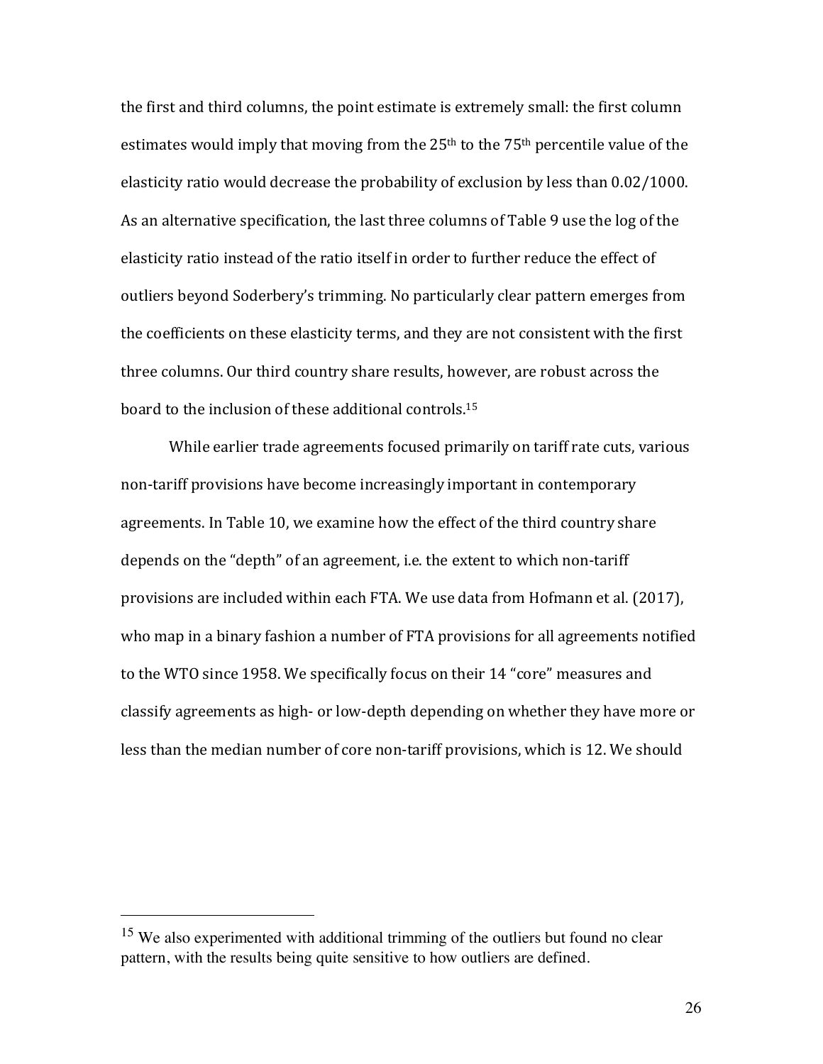the first and third columns, the point estimate is extremely small: the first column estimates would imply that moving from the 25th to the 75th percentile value of the elasticity ratio would decrease the probability of exclusion by less than 0.02/1000. As an alternative specification, the last three columns of Table 9 use the log of the elasticity ratio instead of the ratio itself in order to further reduce the effect of outliers beyond Soderbery's trimming. No particularly clear pattern emerges from the coefficients on these elasticity terms, and they are not consistent with the first three columns. Our third country share results, however, are robust across the board to the inclusion of these additional controls.[15]

While earlier trade agreements focused primarily on tariff rate cuts, various non-tariff provisions have become increasingly important in contemporary agreements. In Table 10, we examine how the effect of the third country share depends on the "depth" of an agreement, i.e. the extent to which non-tariff provisions are included within each FTA. We use data from Hofmann et al. (2017), who map in a binary fashion a number of FTA provisions for all agreements notified to the WTO since 1958. We specifically focus on their 14 "core" measures and classify agreements as high- or low-depth depending on whether they have more or less than the median number of core non-tariff provisions, which is 12. We should

[15] We also experimented with additional trimming of the outliers but found no clear pattern, with the results being quite sensitive to how outliers are defined.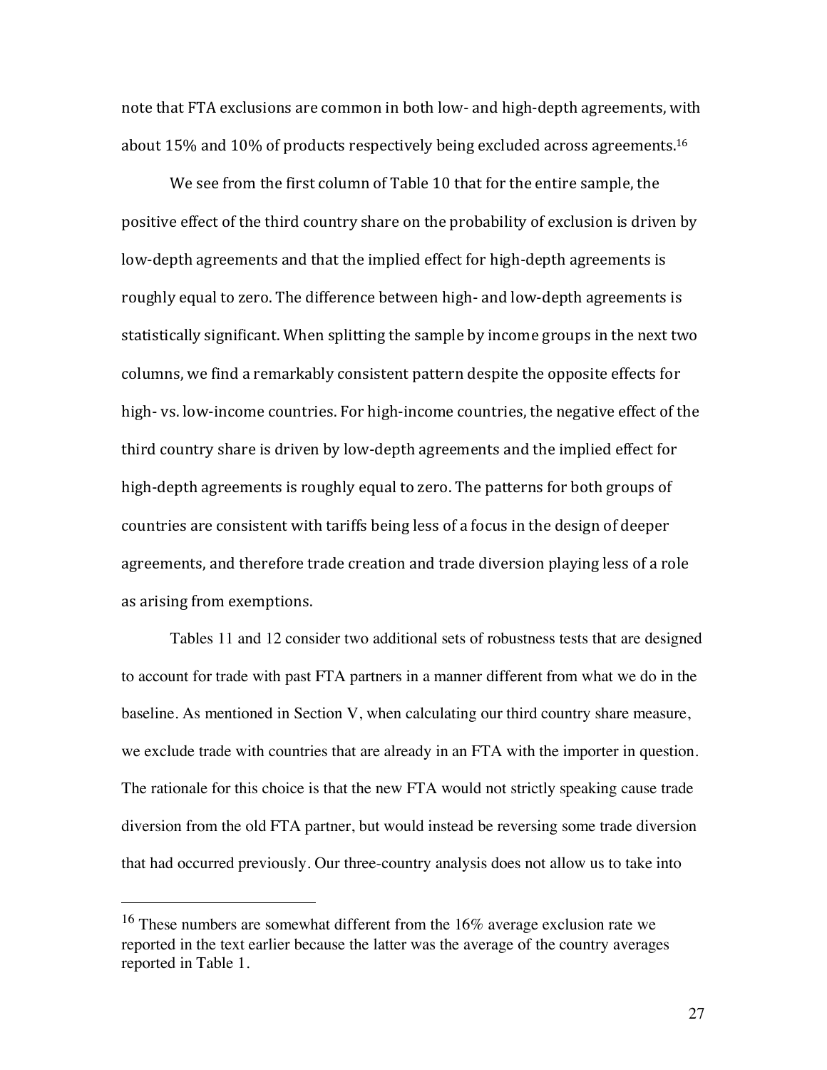note that FTA exclusions are common in both low- and high-depth agreements, with about 15% and 10% of products respectively being excluded across agreements.[16]

We see from the first column of Table 10 that for the entire sample, the positive effect of the third country share on the probability of exclusion is driven by low-depth agreements and that the implied effect for high-depth agreements is roughly equal to zero. The difference between high- and low-depth agreements is statistically significant. When splitting the sample by income groups in the next two columns, we find a remarkably consistent pattern despite the opposite effects for high- vs. low-income countries. For high-income countries, the negative effect of the third country share is driven by low-depth agreements and the implied effect for high-depth agreements is roughly equal to zero. The patterns for both groups of countries are consistent with tariffs being less of a focus in the design of deeper agreements, and therefore trade creation and trade diversion playing less of a role as arising from exemptions.

Tables 11 and 12 consider two additional sets of robustness tests that are designed to account for trade with past FTA partners in a manner different from what we do in the baseline. As mentioned in Section V, when calculating our third country share measure, we exclude trade with countries that are already in an FTA with the importer in question. The rationale for this choice is that the new FTA would not strictly speaking cause trade diversion from the old FTA partner, but would instead be reversing some trade diversion that had occurred previously. Our three-country analysis does not allow us to take into

---

[16] These numbers are somewhat different from the 16% average exclusion rate we reported in the text earlier because the latter was the average of the country averages reported in Table 1.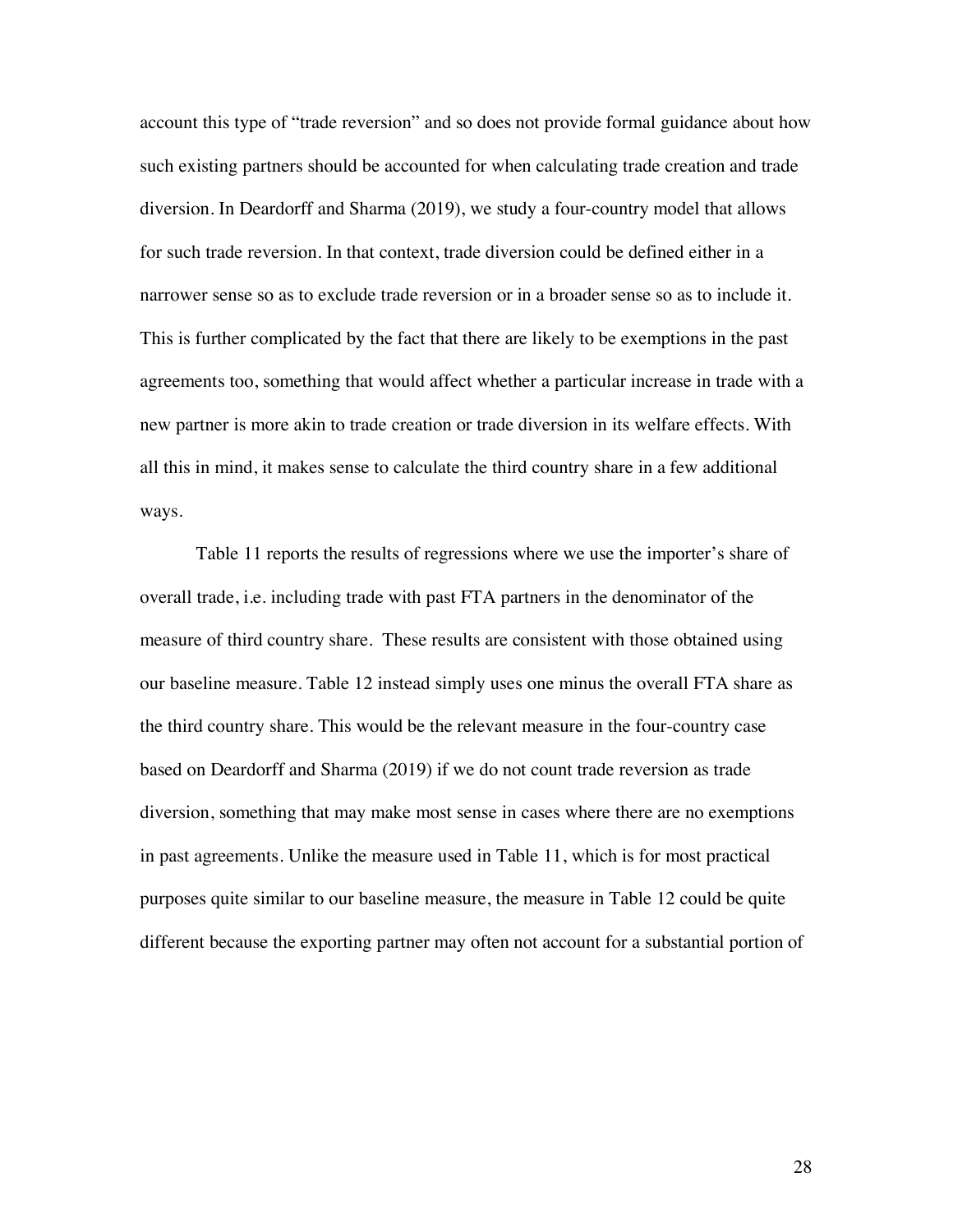account this type of "trade reversion" and so does not provide formal guidance about how such existing partners should be accounted for when calculating trade creation and trade diversion. In Deardorff and Sharma (2019), we study a four-country model that allows for such trade reversion. In that context, trade diversion could be defined either in a narrower sense so as to exclude trade reversion or in a broader sense so as to include it. This is further complicated by the fact that there are likely to be exemptions in the past agreements too, something that would affect whether a particular increase in trade with a new partner is more akin to trade creation or trade diversion in its welfare effects. With all this in mind, it makes sense to calculate the third country share in a few additional ways.

Table 11 reports the results of regressions where we use the importer's share of overall trade, i.e. including trade with past FTA partners in the denominator of the measure of third country share. These results are consistent with those obtained using our baseline measure. Table 12 instead simply uses one minus the overall FTA share as the third country share. This would be the relevant measure in the four-country case based on Deardorff and Sharma (2019) if we do not count trade reversion as trade diversion, something that may make most sense in cases where there are no exemptions in past agreements. Unlike the measure used in Table 11, which is for most practical purposes quite similar to our baseline measure, the measure in Table 12 could be quite different because the exporting partner may often not account for a substantial portion of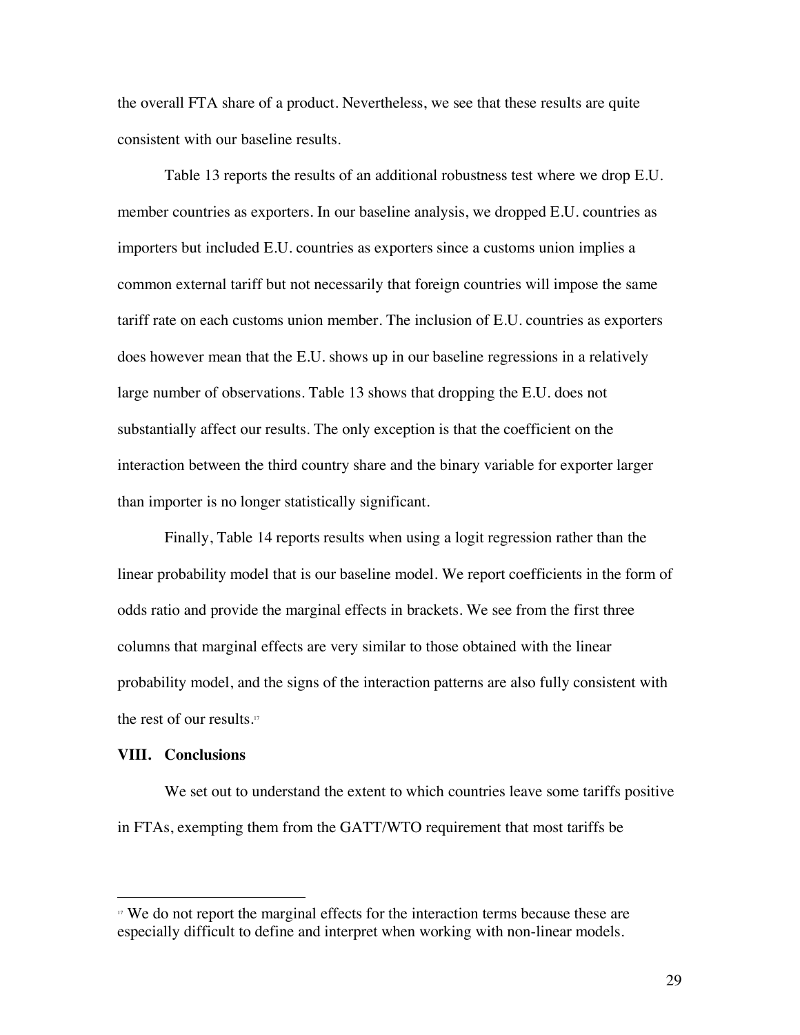the overall FTA share of a product. Nevertheless, we see that these results are quite consistent with our baseline results.

Table 13 reports the results of an additional robustness test where we drop E.U. member countries as exporters. In our baseline analysis, we dropped E.U. countries as importers but included E.U. countries as exporters since a customs union implies a common external tariff but not necessarily that foreign countries will impose the same tariff rate on each customs union member. The inclusion of E.U. countries as exporters does however mean that the E.U. shows up in our baseline regressions in a relatively large number of observations. Table 13 shows that dropping the E.U. does not substantially affect our results. The only exception is that the coefficient on the interaction between the third country share and the binary variable for exporter larger than importer is no longer statistically significant.

Finally, Table 14 reports results when using a logit regression rather than the linear probability model that is our baseline model. We report coefficients in the form of odds ratio and provide the marginal effects in brackets. We see from the first three columns that marginal effects are very similar to those obtained with the linear probability model, and the signs of the interaction patterns are also fully consistent with the rest of our results.[17]

## VIII. Conclusions

We set out to understand the extent to which countries leave some tariffs positive in FTAs, exempting them from the GATT/WTO requirement that most tariffs be

---

[17] We do not report the marginal effects for the interaction terms because these are especially difficult to define and interpret when working with non-linear models.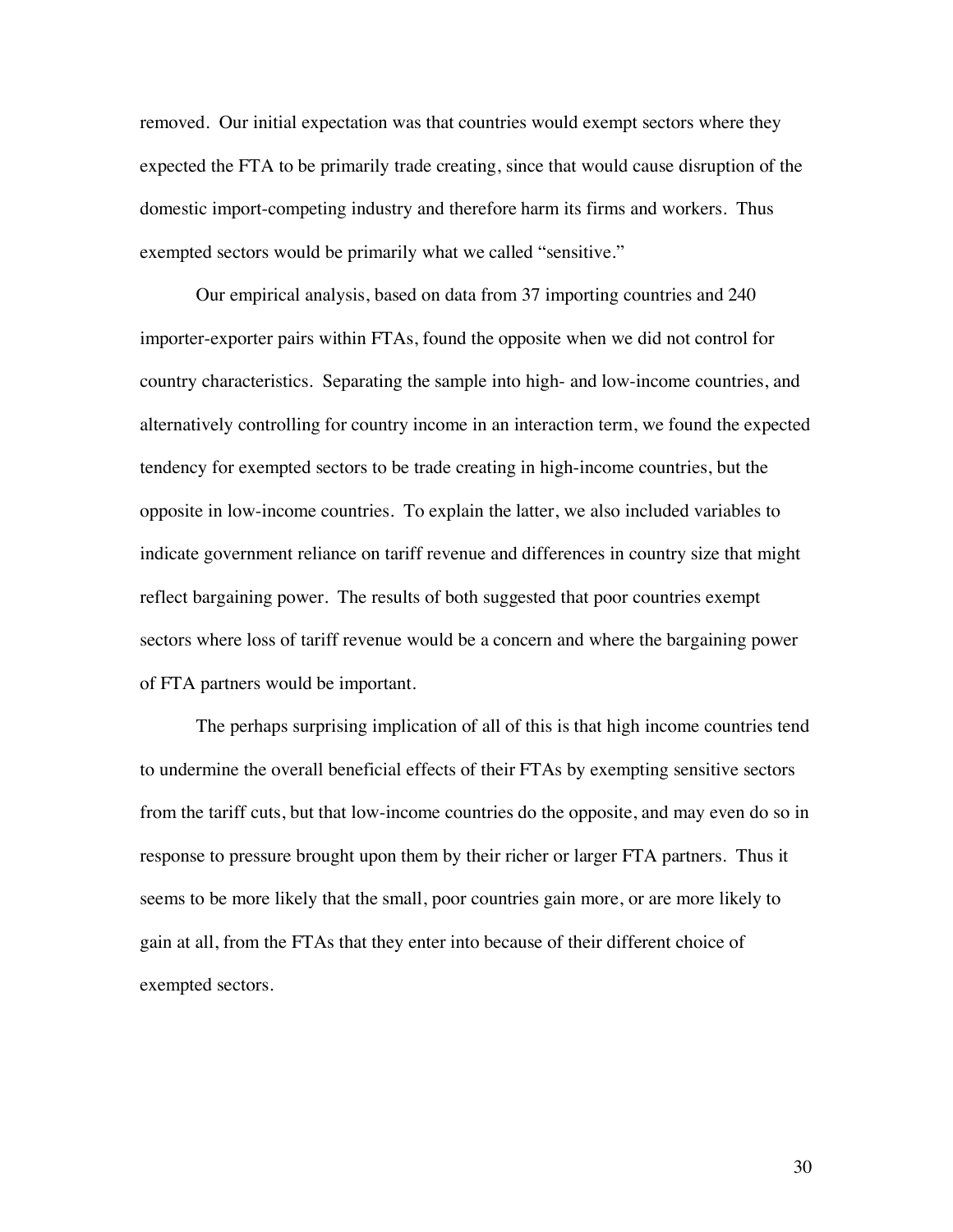removed. Our initial expectation was that countries would exempt sectors where they expected the FTA to be primarily trade creating, since that would cause disruption of the domestic import-competing industry and therefore harm its firms and workers. Thus exempted sectors would be primarily what we called "sensitive."

Our empirical analysis, based on data from 37 importing countries and 240 importer-exporter pairs within FTAs, found the opposite when we did not control for country characteristics. Separating the sample into high- and low-income countries, and alternatively controlling for country income in an interaction term, we found the expected tendency for exempted sectors to be trade creating in high-income countries, but the opposite in low-income countries. To explain the latter, we also included variables to indicate government reliance on tariff revenue and differences in country size that might reflect bargaining power. The results of both suggested that poor countries exempt sectors where loss of tariff revenue would be a concern and where the bargaining power of FTA partners would be important.

The perhaps surprising implication of all of this is that high income countries tend to undermine the overall beneficial effects of their FTAs by exempting sensitive sectors from the tariff cuts, but that low-income countries do the opposite, and may even do so in response to pressure brought upon them by their richer or larger FTA partners. Thus it seems to be more likely that the small, poor countries gain more, or are more likely to gain at all, from the FTAs that they enter into because of their different choice of exempted sectors.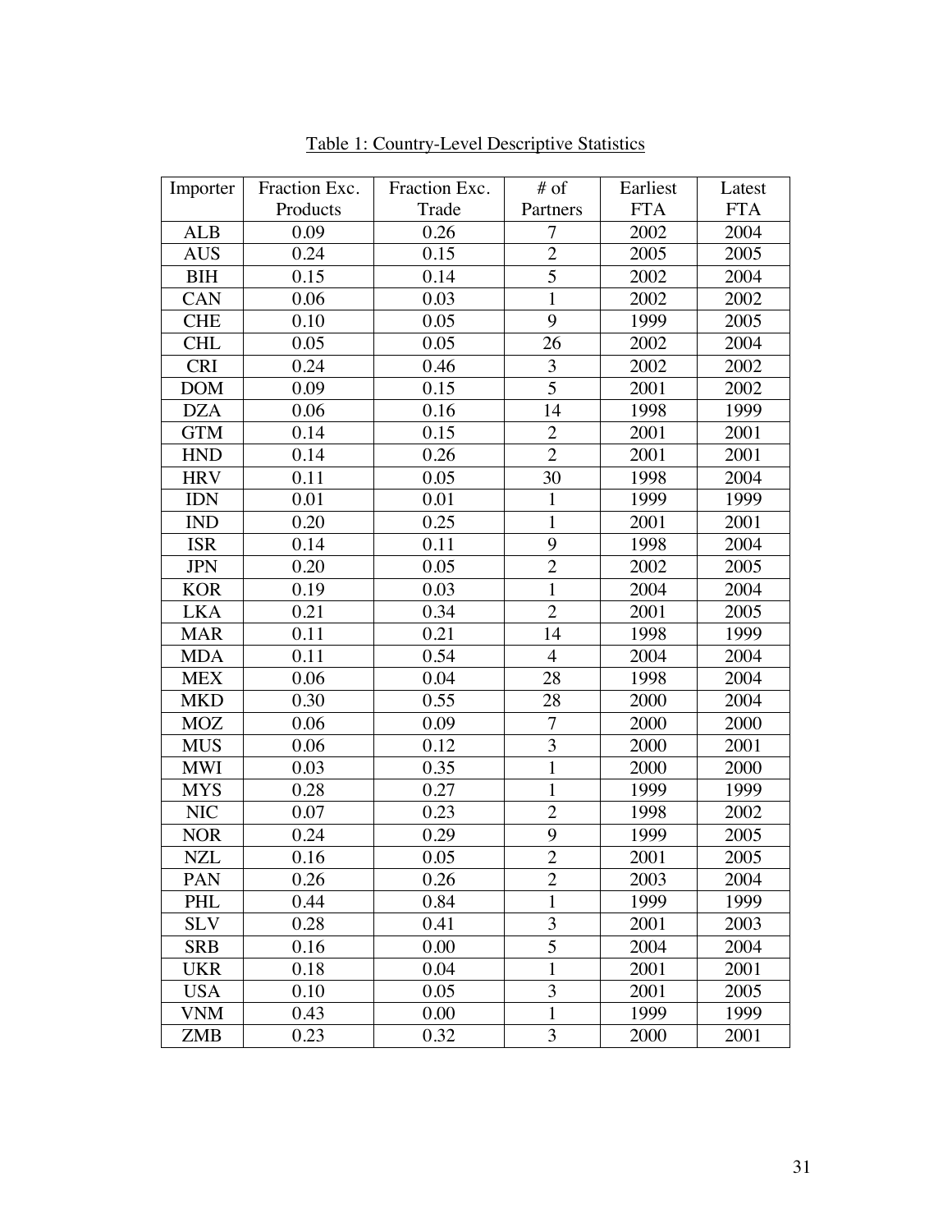Table 1: Country-Level Descriptive Statistics

| Importer | Fraction Exc. Products | Fraction Exc. Trade | # of Partners | Earliest FTA | Latest FTA |
|---|---|---|---|---|---|
| ALB | 0.09 | 0.26 | 7 | 2002 | 2004 |
| AUS | 0.24 | 0.15 | 2 | 2005 | 2005 |
| BIH | 0.15 | 0.14 | 5 | 2002 | 2004 |
| CAN | 0.06 | 0.03 | 1 | 2002 | 2002 |
| CHE | 0.10 | 0.05 | 9 | 1999 | 2005 |
| CHL | 0.05 | 0.05 | 26 | 2002 | 2004 |
| CRI | 0.24 | 0.46 | 3 | 2002 | 2002 |
| DOM | 0.09 | 0.15 | 5 | 2001 | 2002 |
| DZA | 0.06 | 0.16 | 14 | 1998 | 1999 |
| GTM | 0.14 | 0.15 | 2 | 2001 | 2001 |
| HND | 0.14 | 0.26 | 2 | 2001 | 2001 |
| HRV | 0.11 | 0.05 | 30 | 1998 | 2004 |
| IDN | 0.01 | 0.01 | 1 | 1999 | 1999 |
| IND | 0.20 | 0.25 | 1 | 2001 | 2001 |
| ISR | 0.14 | 0.11 | 9 | 1998 | 2004 |
| JPN | 0.20 | 0.05 | 2 | 2002 | 2005 |
| KOR | 0.19 | 0.03 | 1 | 2004 | 2004 |
| LKA | 0.21 | 0.34 | 2 | 2001 | 2005 |
| MAR | 0.11 | 0.21 | 14 | 1998 | 1999 |
| MDA | 0.11 | 0.54 | 4 | 2004 | 2004 |
| MEX | 0.06 | 0.04 | 28 | 1998 | 2004 |
| MKD | 0.30 | 0.55 | 28 | 2000 | 2004 |
| MOZ | 0.06 | 0.09 | 7 | 2000 | 2000 |
| MUS | 0.06 | 0.12 | 3 | 2000 | 2001 |
| MWI | 0.03 | 0.35 | 1 | 2000 | 2000 |
| MYS | 0.28 | 0.27 | 1 | 1999 | 1999 |
| NIC | 0.07 | 0.23 | 2 | 1998 | 2002 |
| NOR | 0.24 | 0.29 | 9 | 1999 | 2005 |
| NZL | 0.16 | 0.05 | 2 | 2001 | 2005 |
| PAN | 0.26 | 0.26 | 2 | 2003 | 2004 |
| PHL | 0.44 | 0.84 | 1 | 1999 | 1999 |
| SLV | 0.28 | 0.41 | 3 | 2001 | 2003 |
| SRB | 0.16 | 0.00 | 5 | 2004 | 2004 |
| UKR | 0.18 | 0.04 | 1 | 2001 | 2001 |
| USA | 0.10 | 0.05 | 3 | 2001 | 2005 |
| VNM | 0.43 | 0.00 | 1 | 1999 | 1999 |
| ZMB | 0.23 | 0.32 | 3 | 2000 | 2001 |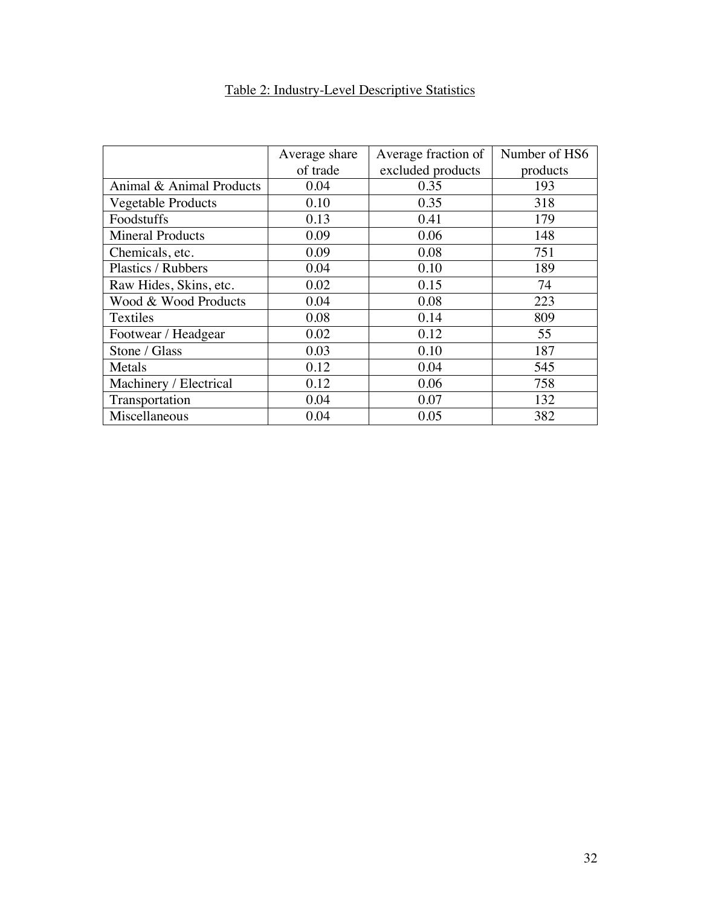Table 2: Industry-Level Descriptive Statistics

| | Average share of trade | Average fraction of excluded products | Number of HS6 products |
|---|---|---|---|
| Animal & Animal Products | 0.04 | 0.35 | 193 |
| Vegetable Products | 0.10 | 0.35 | 318 |
| Foodstuffs | 0.13 | 0.41 | 179 |
| Mineral Products | 0.09 | 0.06 | 148 |
| Chemicals, etc. | 0.09 | 0.08 | 751 |
| Plastics / Rubbers | 0.04 | 0.10 | 189 |
| Raw Hides, Skins, etc. | 0.02 | 0.15 | 74 |
| Wood & Wood Products | 0.04 | 0.08 | 223 |
| Textiles | 0.08 | 0.14 | 809 |
| Footwear / Headgear | 0.02 | 0.12 | 55 |
| Stone / Glass | 0.03 | 0.10 | 187 |
| Metals | 0.12 | 0.04 | 545 |
| Machinery / Electrical | 0.12 | 0.06 | 758 |
| Transportation | 0.04 | 0.07 | 132 |
| Miscellaneous | 0.04 | 0.05 | 382 |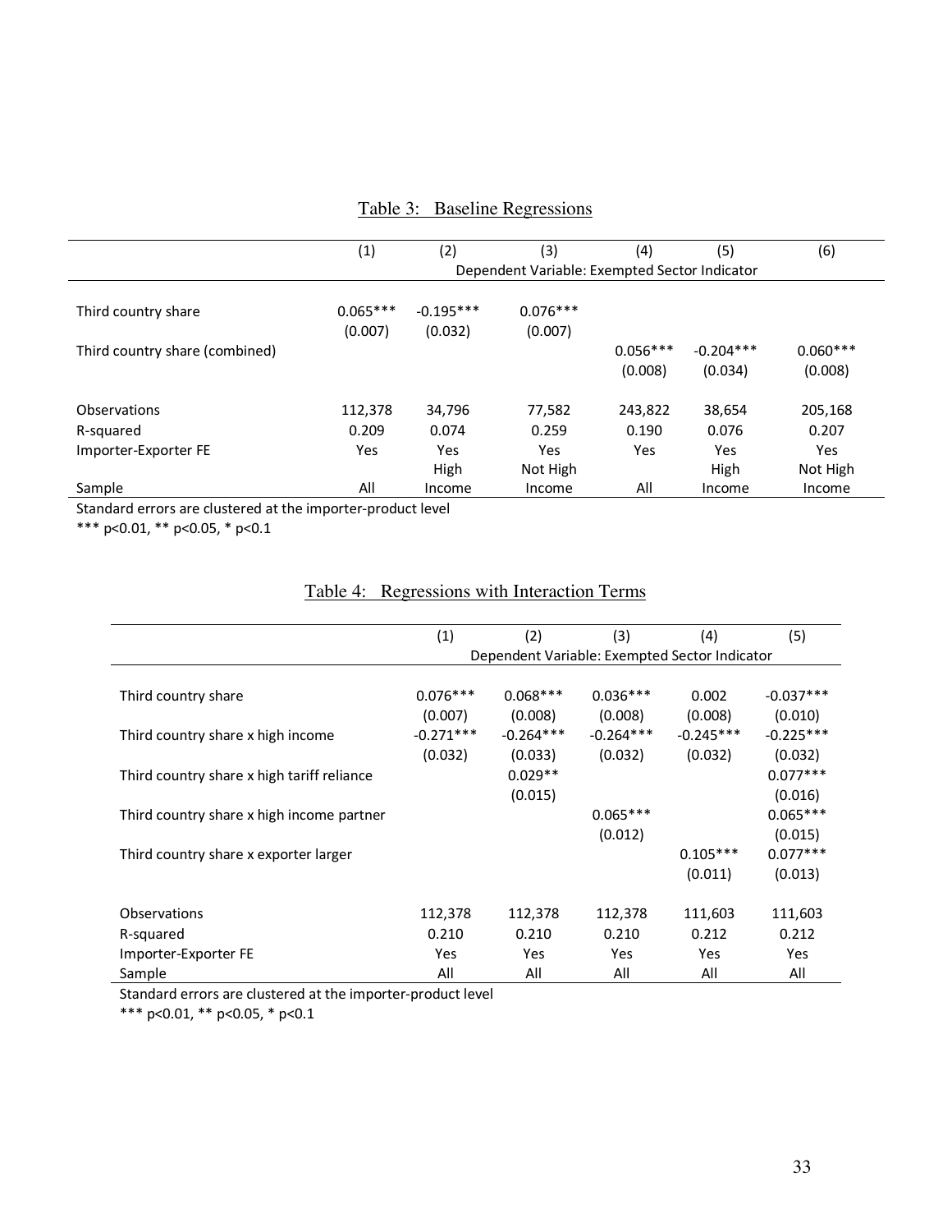Table 3: Baseline Regressions

| | (1) | (2) | (3) | (4) | (5) | (6) |
|---|---|---|---|---|---|---|
| | Dependent Variable: Exempted Sector Indicator | | | | | |
| Third country share | 0.065*** | -0.195*** | 0.076*** | | | |
| | (0.007) | (0.032) | (0.007) | | | |
| Third country share (combined) | | | | 0.056*** | -0.204*** | 0.060*** |
| | | | | (0.008) | (0.034) | (0.008) |
| Observations | 112,378 | 34,796 | 77,582 | 243,822 | 38,654 | 205,168 |
| R-squared | 0.209 | 0.074 | 0.259 | 0.190 | 0.076 | 0.207 |
| Importer-Exporter FE | Yes | Yes | Yes | Yes | Yes | Yes |
| Sample | All | High Income | Not High Income | All | High Income | Not High Income |

Standard errors are clustered at the importer-product level
*** p<0.01, ** p<0.05, * p<0.1

Table 4: Regressions with Interaction Terms

| | (1) | (2) | (3) | (4) | (5) |
|---|---|---|---|---|---|
| | Dependent Variable: Exempted Sector Indicator | | | | |
| Third country share | 0.076*** | 0.068*** | 0.036*** | 0.002 | -0.037*** |
| | (0.007) | (0.008) | (0.008) | (0.008) | (0.010) |
| Third country share x high income | -0.271*** | -0.264*** | -0.264*** | -0.245*** | -0.225*** |
| | (0.032) | (0.033) | (0.032) | (0.032) | (0.032) |
| Third country share x high tariff reliance | | 0.029** | | | 0.077*** |
| | | (0.015) | | | (0.016) |
| Third country share x high income partner | | | 0.065*** | | 0.065*** |
| | | | (0.012) | | (0.015) |
| Third country share x exporter larger | | | | 0.105*** | 0.077*** |
| | | | | (0.011) | (0.013) |
| Observations | 112,378 | 112,378 | 112,378 | 111,603 | 111,603 |
| R-squared | 0.210 | 0.210 | 0.210 | 0.212 | 0.212 |
| Importer-Exporter FE | Yes | Yes | Yes | Yes | Yes |
| Sample | All | All | All | All | All |

Standard errors are clustered at the importer-product level
*** p<0.01, ** p<0.05, * p<0.1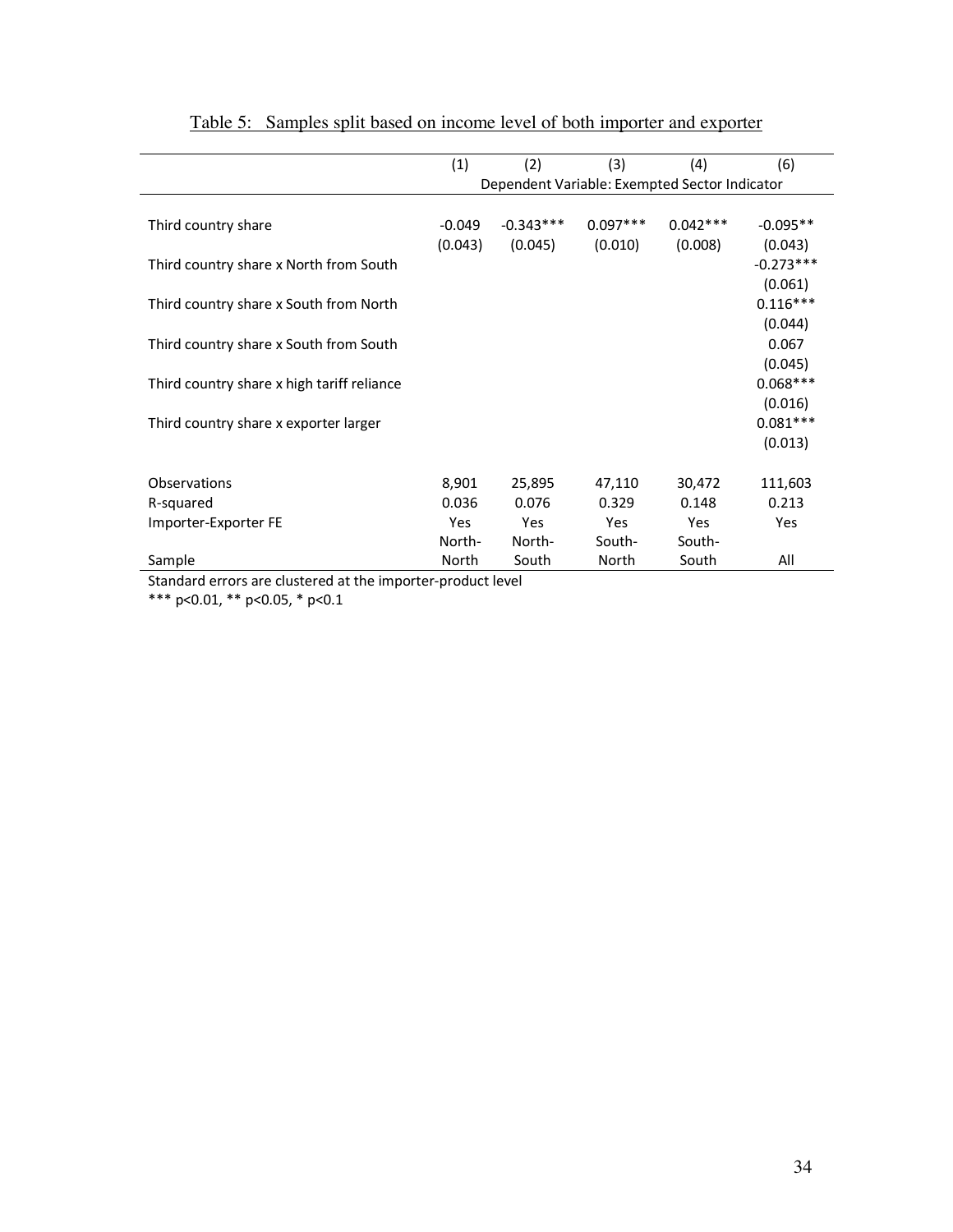Table 5: Samples split based on income level of both importer and exporter

| | (1) | (2) | (3) | (4) | (6) |
|---|---|---|---|---|---|
| | Dependent Variable: Exempted Sector Indicator | | | | |
| Third country share | -0.049 | -0.343*** | 0.097*** | 0.042*** | -0.095** |
| | (0.043) | (0.045) | (0.010) | (0.008) | (0.043) |
| Third country share x North from South | | | | | -0.273*** |
| | | | | | (0.061) |
| Third country share x South from North | | | | | 0.116*** |
| | | | | | (0.044) |
| Third country share x South from South | | | | | 0.067 |
| | | | | | (0.045) |
| Third country share x high tariff reliance | | | | | 0.068*** |
| | | | | | (0.016) |
| Third country share x exporter larger | | | | | 0.081*** |
| | | | | | (0.013) |
| Observations | 8,901 | 25,895 | 47,110 | 30,472 | 111,603 |
| R-squared | 0.036 | 0.076 | 0.329 | 0.148 | 0.213 |
| Importer-Exporter FE | Yes | Yes | Yes | Yes | Yes |
| Sample | North-North | North-South | South-North | South-South | All |

Standard errors are clustered at the importer-product level

*** p<0.01, ** p<0.05, * p<0.1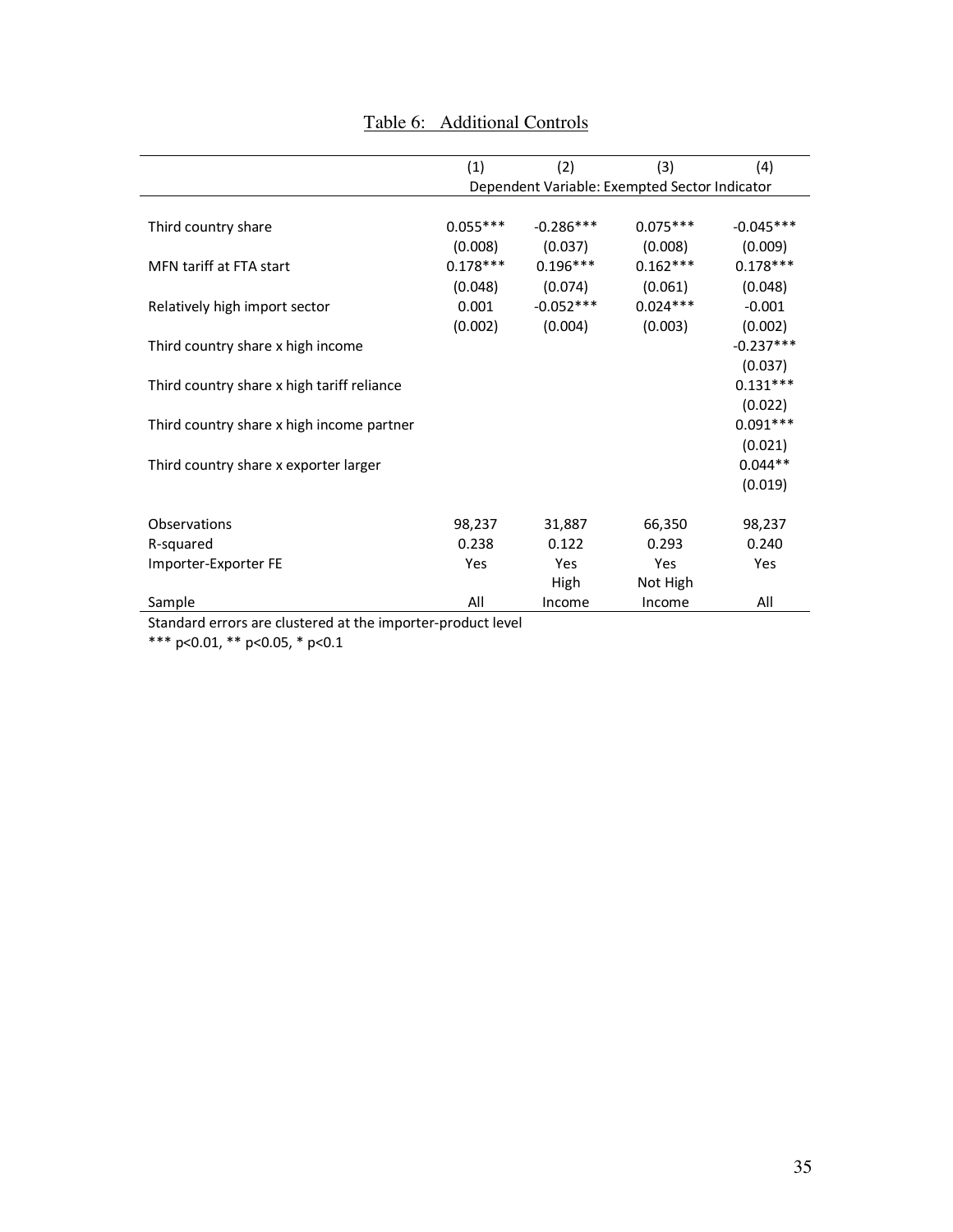Table 6: Additional Controls

| | (1) | (2) | (3) | (4) |
|---|---|---|---|---|
| | Dependent Variable: Exempted Sector Indicator | | | |
| Third country share | 0.055*** | -0.286*** | 0.075*** | -0.045*** |
| | (0.008) | (0.037) | (0.008) | (0.009) |
| MFN tariff at FTA start | 0.178*** | 0.196*** | 0.162*** | 0.178*** |
| | (0.048) | (0.074) | (0.061) | (0.048) |
| Relatively high import sector | 0.001 | -0.052*** | 0.024*** | -0.001 |
| | (0.002) | (0.004) | (0.003) | (0.002) |
| Third country share x high income | | | | -0.237*** |
| | | | | (0.037) |
| Third country share x high tariff reliance | | | | 0.131*** |
| | | | | (0.022) |
| Third country share x high income partner | | | | 0.091*** |
| | | | | (0.021) |
| Third country share x exporter larger | | | | 0.044** |
| | | | | (0.019) |
| Observations | 98,237 | 31,887 | 66,350 | 98,237 |
| R-squared | 0.238 | 0.122 | 0.293 | 0.240 |
| Importer-Exporter FE | Yes | Yes | Yes | Yes |
| Sample | All | High Income | Not High Income | All |

Standard errors are clustered at the importer-product level

*** p<0.01, ** p<0.05, * p<0.1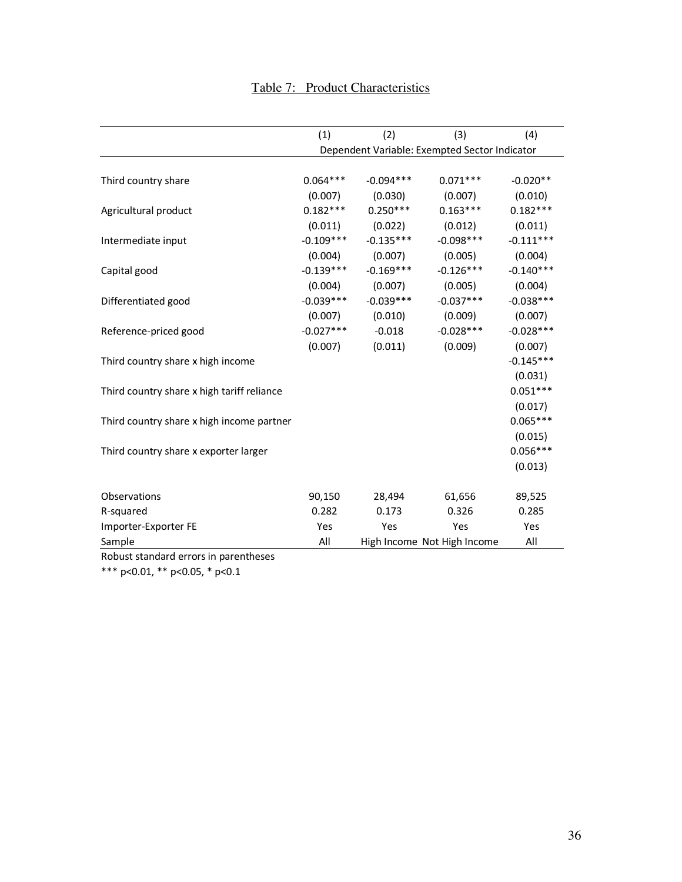Table 7: Product Characteristics

| | (1) | (2) | (3) | (4) |
|---|---|---|---|---|
| | Dependent Variable: Exempted Sector Indicator | | | |
| Third country share | 0.064*** | -0.094*** | 0.071*** | -0.020** |
| | (0.007) | (0.030) | (0.007) | (0.010) |
| Agricultural product | 0.182*** | 0.250*** | 0.163*** | 0.182*** |
| | (0.011) | (0.022) | (0.012) | (0.011) |
| Intermediate input | -0.109*** | -0.135*** | -0.098*** | -0.111*** |
| | (0.004) | (0.007) | (0.005) | (0.004) |
| Capital good | -0.139*** | -0.169*** | -0.126*** | -0.140*** |
| | (0.004) | (0.007) | (0.005) | (0.004) |
| Differentiated good | -0.039*** | -0.039*** | -0.037*** | -0.038*** |
| | (0.007) | (0.010) | (0.009) | (0.007) |
| Reference-priced good | -0.027*** | -0.018 | -0.028*** | -0.028*** |
| | (0.007) | (0.011) | (0.009) | (0.007) |
| Third country share x high income | | | | -0.145*** |
| | | | | (0.031) |
| Third country share x high tariff reliance | | | | 0.051*** |
| | | | | (0.017) |
| Third country share x high income partner | | | | 0.065*** |
| | | | | (0.015) |
| Third country share x exporter larger | | | | 0.056*** |
| | | | | (0.013) |
| Observations | 90,150 | 28,494 | 61,656 | 89,525 |
| R-squared | 0.282 | 0.173 | 0.326 | 0.285 |
| Importer-Exporter FE | Yes | Yes | Yes | Yes |
| Sample | All | High Income | Not High Income | All |

Robust standard errors in parentheses

*** p<0.01, ** p<0.05, * p<0.1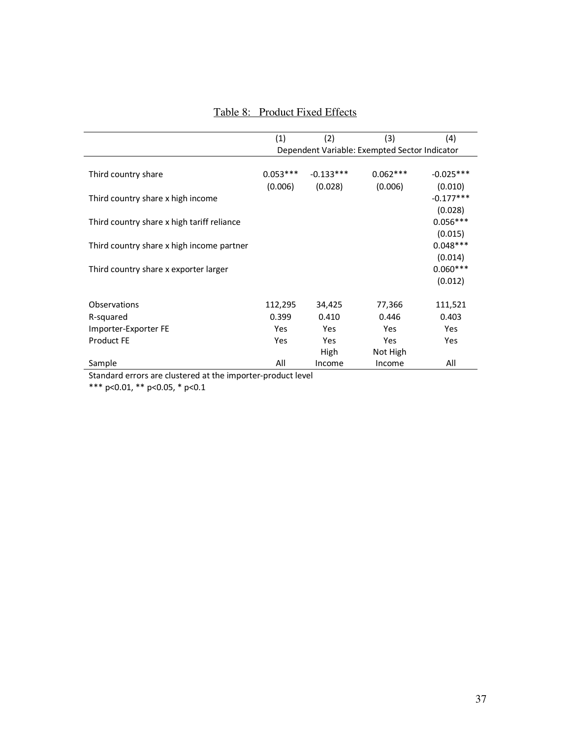Table 8: Product Fixed Effects

| | (1) | (2) | (3) | (4) |
|---|---|---|---|---|
| | Dependent Variable: Exempted Sector Indicator | | | |
| Third country share | 0.053*** | -0.133*** | 0.062*** | -0.025*** |
| | (0.006) | (0.028) | (0.006) | (0.010) |
| Third country share x high income | | | | -0.177*** |
| | | | | (0.028) |
| Third country share x high tariff reliance | | | | 0.056*** |
| | | | | (0.015) |
| Third country share x high income partner | | | | 0.048*** |
| | | | | (0.014) |
| Third country share x exporter larger | | | | 0.060*** |
| | | | | (0.012) |
| Observations | 112,295 | 34,425 | 77,366 | 111,521 |
| R-squared | 0.399 | 0.410 | 0.446 | 0.403 |
| Importer-Exporter FE | Yes | Yes | Yes | Yes |
| Product FE | Yes | Yes | Yes | Yes |
| Sample | All | High Income | Not High Income | All |

Standard errors are clustered at the importer-product level

*** p<0.01, ** p<0.05, * p<0.1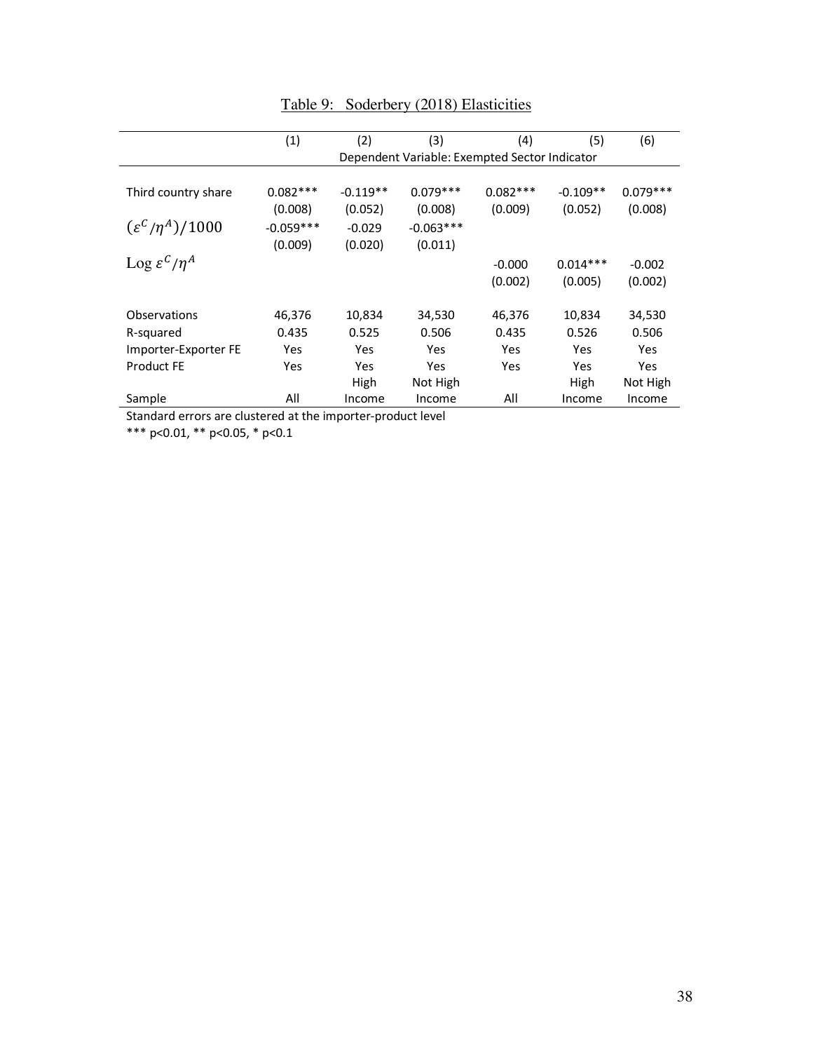# Table 9: Soderbery (2018) Elasticities

| | (1) | (2) | (3) | (4) | (5) | (6) |
|---|---|---|---|---|---|---|
| | Dependent Variable: Exempted Sector Indicator | | | | | |
| Third country share | 0.082*** | -0.119** | 0.079*** | 0.082*** | -0.109** | 0.079*** |
| | (0.008) | (0.052) | (0.008) | (0.009) | (0.052) | (0.008) |
| $(\varepsilon^C/\eta^A)/1000$ | -0.059*** | -0.029 | -0.063*** | | | |
| | (0.009) | (0.020) | (0.011) | | | |
| $\text{Log } \varepsilon^C/\eta^A$ | | | | -0.000 | 0.014*** | -0.002 |
| | | | | (0.002) | (0.005) | (0.002) |
| Observations | 46,376 | 10,834 | 34,530 | 46,376 | 10,834 | 34,530 |
| R-squared | 0.435 | 0.525 | 0.506 | 0.435 | 0.526 | 0.506 |
| Importer-Exporter FE | Yes | Yes | Yes | Yes | Yes | Yes |
| Product FE | Yes | Yes | Yes | Yes | Yes | Yes |
| Sample | All | High Income | Not High Income | All | High Income | Not High Income |

Standard errors are clustered at the importer-product level

*** p<0.01, ** p<0.05, * p<0.1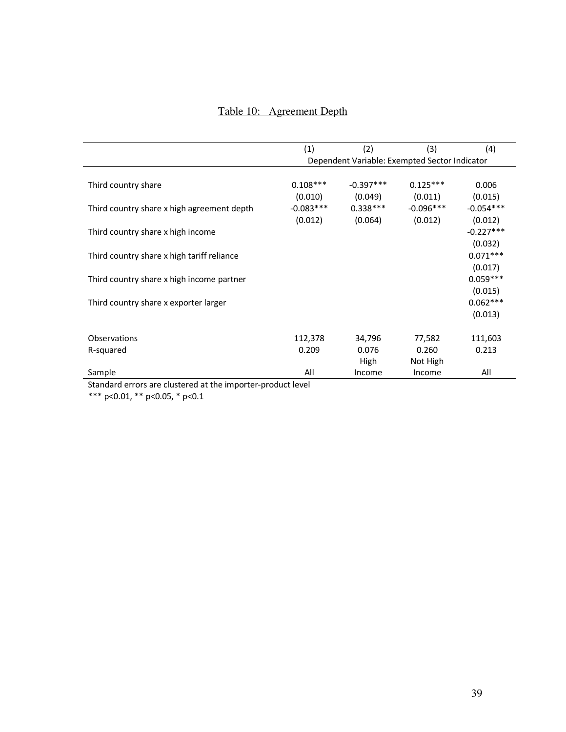## Table 10: Agreement Depth

| | (1) | (2) | (3) | (4) |
|---|---|---|---|---|
| | Dependent Variable: Exempted Sector Indicator | | | |
| Third country share | 0.108*** | -0.397*** | 0.125*** | 0.006 |
| | (0.010) | (0.049) | (0.011) | (0.015) |
| Third country share x high agreement depth | -0.083*** | 0.338*** | -0.096*** | -0.054*** |
| | (0.012) | (0.064) | (0.012) | (0.012) |
| Third country share x high income | | | | -0.227*** |
| | | | | (0.032) |
| Third country share x high tariff reliance | | | | 0.071*** |
| | | | | (0.017) |
| Third country share x high income partner | | | | 0.059*** |
| | | | | (0.015) |
| Third country share x exporter larger | | | | 0.062*** |
| | | | | (0.013) |
| Observations | 112,378 | 34,796 | 77,582 | 111,603 |
| R-squared | 0.209 | 0.076 | 0.260 | 0.213 |
| Sample | All | High Income | Not High Income | All |

Standard errors are clustered at the importer-product level

*** p<0.01, ** p<0.05, * p<0.1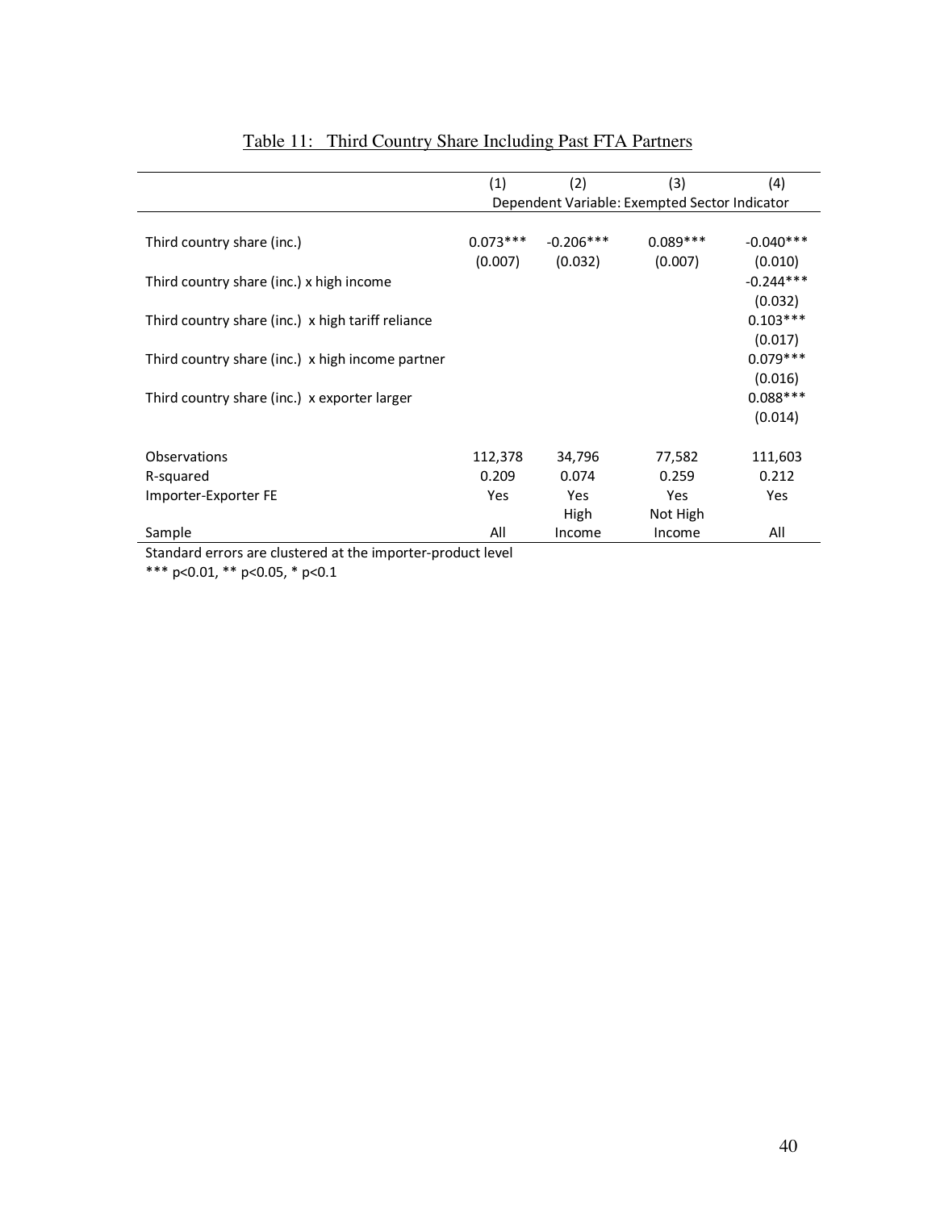Table 11: Third Country Share Including Past FTA Partners

| | (1) | (2) | (3) | (4) |
|---|---|---|---|---|
| | Dependent Variable: Exempted Sector Indicator | | | |
| Third country share (inc.) | 0.073*** | -0.206*** | 0.089*** | -0.040*** |
| | (0.007) | (0.032) | (0.007) | (0.010) |
| Third country share (inc.) x high income | | | | -0.244*** |
| | | | | (0.032) |
| Third country share (inc.) x high tariff reliance | | | | 0.103*** |
| | | | | (0.017) |
| Third country share (inc.) x high income partner | | | | 0.079*** |
| | | | | (0.016) |
| Third country share (inc.) x exporter larger | | | | 0.088*** |
| | | | | (0.014) |
| Observations | 112,378 | 34,796 | 77,582 | 111,603 |
| R-squared | 0.209 | 0.074 | 0.259 | 0.212 |
| Importer-Exporter FE | Yes | Yes | Yes | Yes |
| Sample | All | High Income | Not High Income | All |

Standard errors are clustered at the importer-product level

*** p<0.01, ** p<0.05, * p<0.1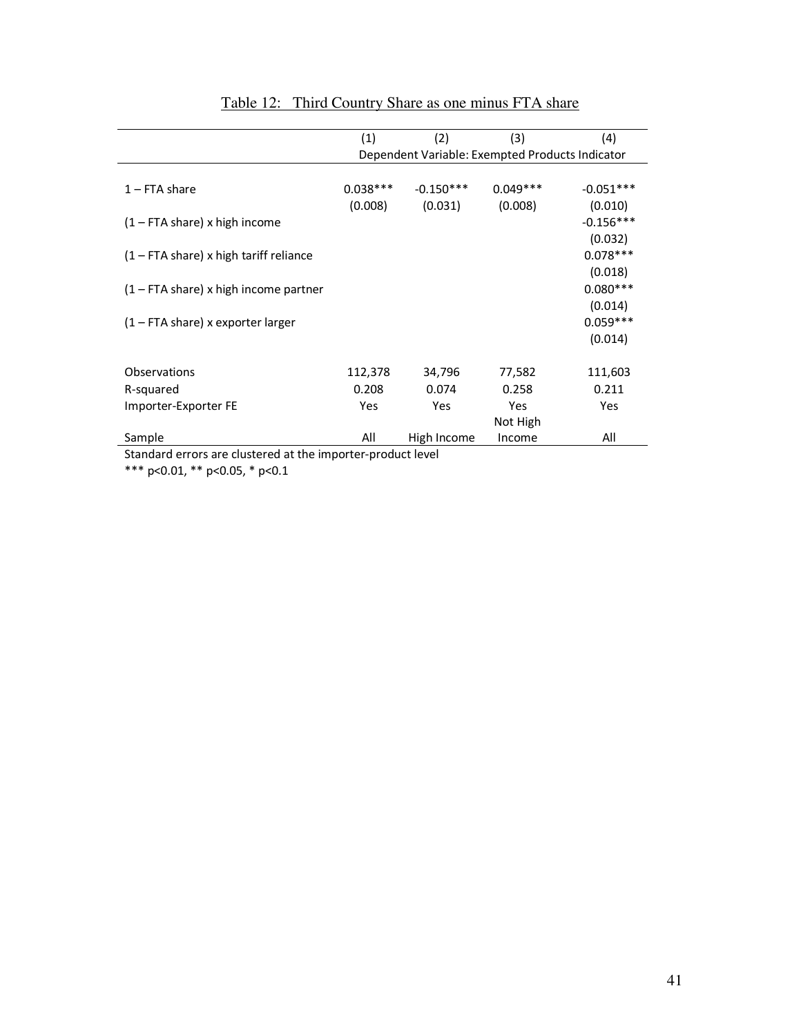Table 12: Third Country Share as one minus FTA share

| | (1) | (2) | (3) | (4) |
|---|---|---|---|---|
| | Dependent Variable: Exempted Products Indicator | | | |
| 1 – FTA share | 0.038*** | -0.150*** | 0.049*** | -0.051*** |
| | (0.008) | (0.031) | (0.008) | (0.010) |
| (1 – FTA share) x high income | | | | -0.156*** |
| | | | | (0.032) |
| (1 – FTA share) x high tariff reliance | | | | 0.078*** |
| | | | | (0.018) |
| (1 – FTA share) x high income partner | | | | 0.080*** |
| | | | | (0.014) |
| (1 – FTA share) x exporter larger | | | | 0.059*** |
| | | | | (0.014) |
| Observations | 112,378 | 34,796 | 77,582 | 111,603 |
| R-squared | 0.208 | 0.074 | 0.258 | 0.211 |
| Importer-Exporter FE | Yes | Yes | Yes | Yes |
| Sample | All | High Income | Not High Income | All |

Standard errors are clustered at the importer-product level

*** p<0.01, ** p<0.05, * p<0.1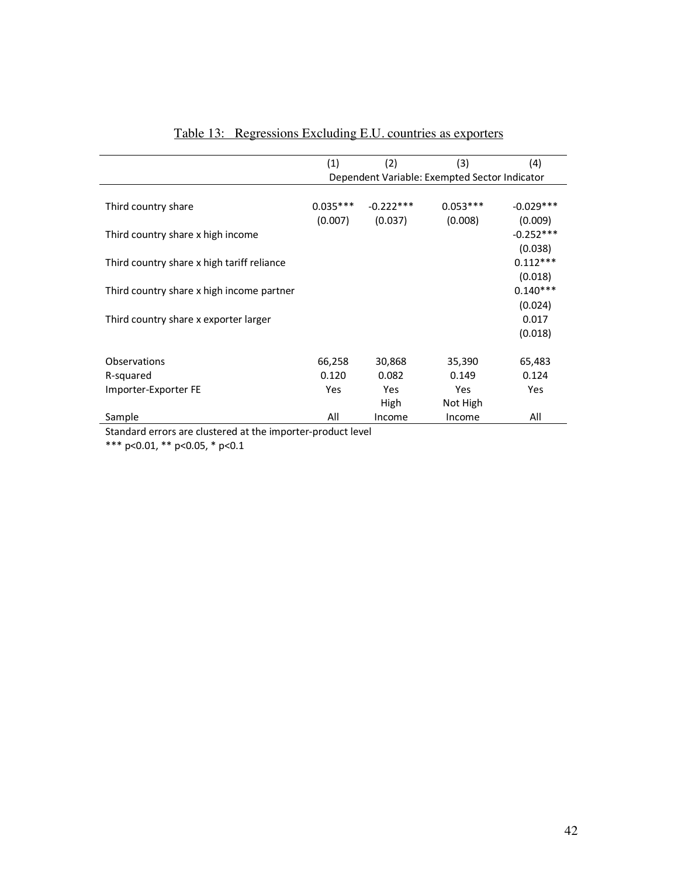Table 13: Regressions Excluding E.U. countries as exporters

| | (1) | (2) | (3) | (4) |
|---|---|---|---|---|
| | Dependent Variable: Exempted Sector Indicator | | | |
| Third country share | 0.035*** | -0.222*** | 0.053*** | -0.029*** |
| | (0.007) | (0.037) | (0.008) | (0.009) |
| Third country share x high income | | | | -0.252*** |
| | | | | (0.038) |
| Third country share x high tariff reliance | | | | 0.112*** |
| | | | | (0.018) |
| Third country share x high income partner | | | | 0.140*** |
| | | | | (0.024) |
| Third country share x exporter larger | | | | 0.017 |
| | | | | (0.018) |
| Observations | 66,258 | 30,868 | 35,390 | 65,483 |
| R-squared | 0.120 | 0.082 | 0.149 | 0.124 |
| Importer-Exporter FE | Yes | Yes | Yes | Yes |
| Sample | All | High Income | Not High Income | All |

Standard errors are clustered at the importer-product level

*** p<0.01, ** p<0.05, * p<0.1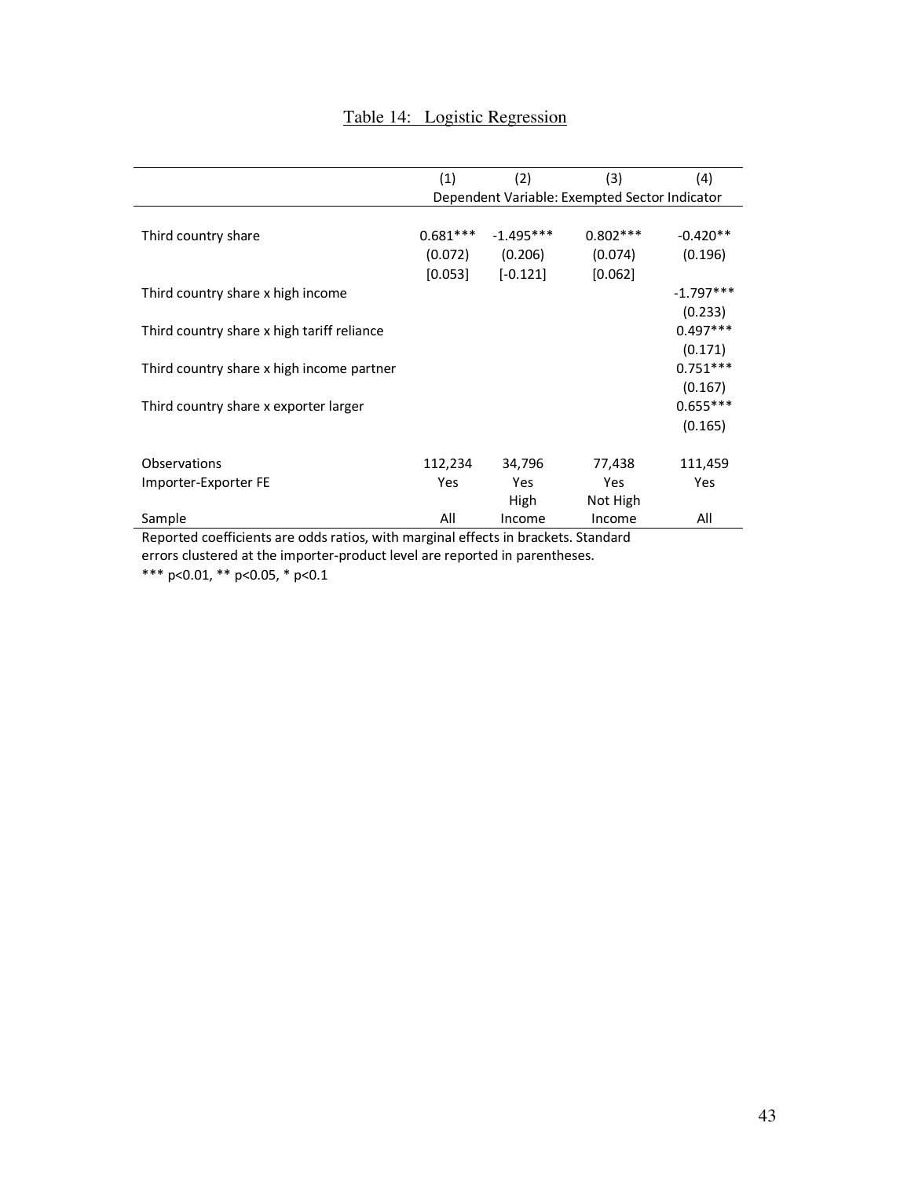# Table 14: Logistic Regression

| | (1) | (2) | (3) | (4) |
|---|---|---|---|---|
| | Dependent Variable: Exempted Sector Indicator | | | |
| Third country share | 0.681*** | -1.495*** | 0.802*** | -0.420** |
| | (0.072) | (0.206) | (0.074) | (0.196) |
| | [0.053] | [-0.121] | [0.062] | |
| Third country share x high income | | | | -1.797*** |
| | | | | (0.233) |
| Third country share x high tariff reliance | | | | 0.497*** |
| | | | | (0.171) |
| Third country share x high income partner | | | | 0.751*** |
| | | | | (0.167) |
| Third country share x exporter larger | | | | 0.655*** |
| | | | | (0.165) |
| Observations | 112,234 | 34,796 | 77,438 | 111,459 |
| Importer-Exporter FE | Yes | Yes | Yes | Yes |
| Sample | All | High Income | Not High Income | All |

Reported coefficients are odds ratios, with marginal effects in brackets. Standard errors clustered at the importer-product level are reported in parentheses.

*** p<0.01, ** p<0.05, * p<0.1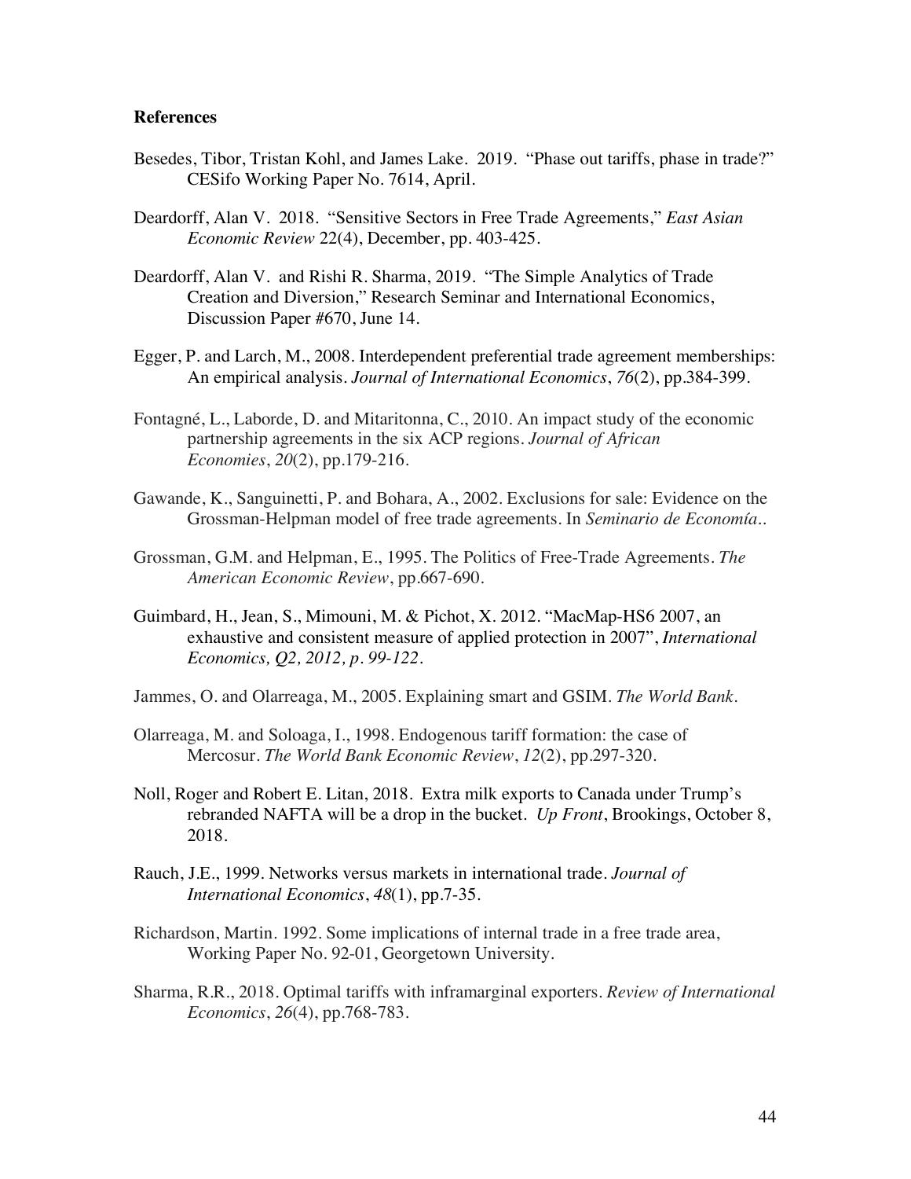**References**

Besedes, Tibor, Tristan Kohl, and James Lake. 2019. "Phase out tariffs, phase in trade?" CESifo Working Paper No. 7614, April.

Deardorff, Alan V. 2018. "Sensitive Sectors in Free Trade Agreements," *East Asian Economic Review* 22(4), December, pp. 403-425.

Deardorff, Alan V. and Rishi R. Sharma, 2019. "The Simple Analytics of Trade Creation and Diversion," Research Seminar and International Economics, Discussion Paper #670, June 14.

Egger, P. and Larch, M., 2008. Interdependent preferential trade agreement memberships: An empirical analysis. *Journal of International Economics*, *76*(2), pp.384-399.

Fontagné, L., Laborde, D. and Mitaritonna, C., 2010. An impact study of the economic partnership agreements in the six ACP regions. *Journal of African Economies*, *20*(2), pp.179-216.

Gawande, K., Sanguinetti, P. and Bohara, A., 2002. Exclusions for sale: Evidence on the Grossman-Helpman model of free trade agreements. In *Seminario de Economía.*.

Grossman, G.M. and Helpman, E., 1995. The Politics of Free-Trade Agreements. *The American Economic Review*, pp.667-690.

Guimbard, H., Jean, S., Mimouni, M. & Pichot, X. 2012. "MacMap-HS6 2007, an exhaustive and consistent measure of applied protection in 2007", *International Economics, Q2, 2012, p. 99-122*.

Jammes, O. and Olarreaga, M., 2005. Explaining smart and GSIM. *The World Bank*.

Olarreaga, M. and Soloaga, I., 1998. Endogenous tariff formation: the case of Mercosur. *The World Bank Economic Review*, *12*(2), pp.297-320.

Noll, Roger and Robert E. Litan, 2018. Extra milk exports to Canada under Trump's rebranded NAFTA will be a drop in the bucket. *Up Front*, Brookings, October 8, 2018.

Rauch, J.E., 1999. Networks versus markets in international trade. *Journal of International Economics*, *48*(1), pp.7-35.

Richardson, Martin. 1992. Some implications of internal trade in a free trade area, Working Paper No. 92-01, Georgetown University.

Sharma, R.R., 2018. Optimal tariffs with inframarginal exporters. *Review of International Economics*, *26*(4), pp.768-783.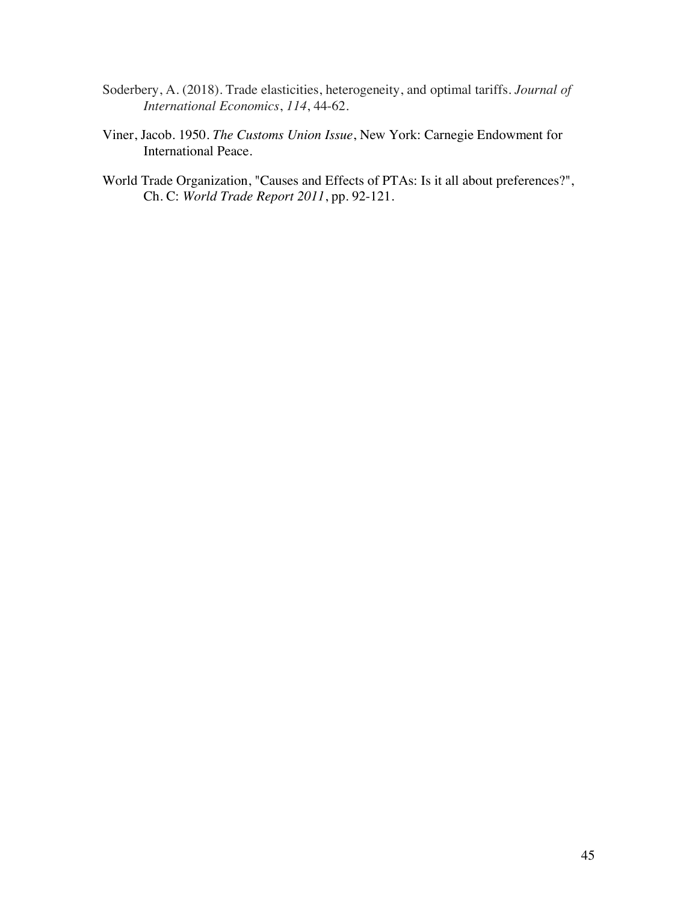Soderbery, A. (2018). Trade elasticities, heterogeneity, and optimal tariffs. *Journal of International Economics*, *114*, 44-62.

Viner, Jacob. 1950. *The Customs Union Issue*, New York: Carnegie Endowment for International Peace.

World Trade Organization, "Causes and Effects of PTAs: Is it all about preferences?", Ch. C: *World Trade Report 2011*, pp. 92-121.